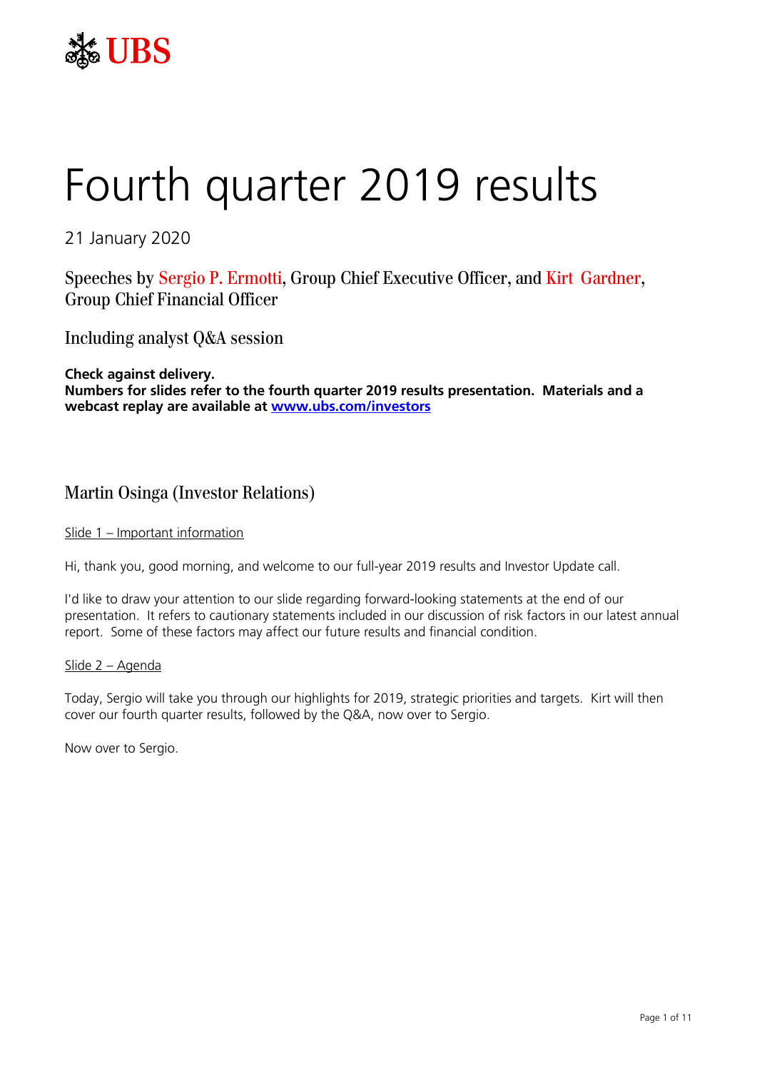UBS

# Fourth quarter 2019 results

21 January 2020

Speeches by Sergio P. Ermotti, Group Chief Executive Officer, and Kirt Gardner, Group Chief Financial Officer

Including analyst Q&A session

**Check against delivery.**
**Numbers for slides refer to the fourth quarter 2019 results presentation. Materials and a webcast replay are available at [www.ubs.com/investors](www.ubs.com/investors)**

## Martin Osinga (Investor Relations)

Slide 1 – Important information

Hi, thank you, good morning, and welcome to our full-year 2019 results and Investor Update call.

I'd like to draw your attention to our slide regarding forward-looking statements at the end of our presentation. It refers to cautionary statements included in our discussion of risk factors in our latest annual report. Some of these factors may affect our future results and financial condition.

Slide 2 – Agenda

Today, Sergio will take you through our highlights for 2019, strategic priorities and targets. Kirt will then cover our fourth quarter results, followed by the Q&A, now over to Sergio.

Now over to Sergio.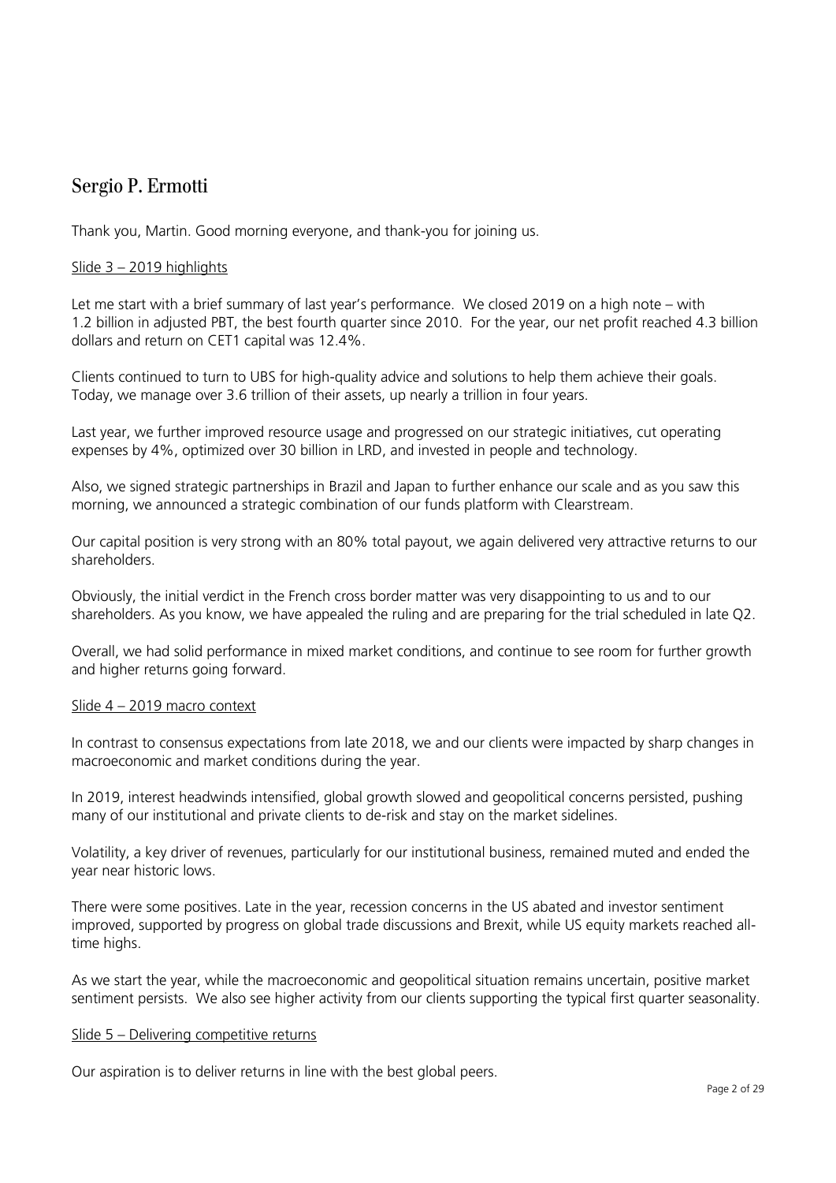## Sergio P. Ermotti

Thank you, Martin. Good morning everyone, and thank-you for joining us.

Slide 3 – 2019 highlights

Let me start with a brief summary of last year's performance. We closed 2019 on a high note – with 1.2 billion in adjusted PBT, the best fourth quarter since 2010. For the year, our net profit reached 4.3 billion dollars and return on CET1 capital was 12.4%.

Clients continued to turn to UBS for high-quality advice and solutions to help them achieve their goals. Today, we manage over 3.6 trillion of their assets, up nearly a trillion in four years.

Last year, we further improved resource usage and progressed on our strategic initiatives, cut operating expenses by 4%, optimized over 30 billion in LRD, and invested in people and technology.

Also, we signed strategic partnerships in Brazil and Japan to further enhance our scale and as you saw this morning, we announced a strategic combination of our funds platform with Clearstream.

Our capital position is very strong with an 80% total payout, we again delivered very attractive returns to our shareholders.

Obviously, the initial verdict in the French cross border matter was very disappointing to us and to our shareholders. As you know, we have appealed the ruling and are preparing for the trial scheduled in late Q2.

Overall, we had solid performance in mixed market conditions, and continue to see room for further growth and higher returns going forward.

Slide 4 – 2019 macro context

In contrast to consensus expectations from late 2018, we and our clients were impacted by sharp changes in macroeconomic and market conditions during the year.

In 2019, interest headwinds intensified, global growth slowed and geopolitical concerns persisted, pushing many of our institutional and private clients to de-risk and stay on the market sidelines.

Volatility, a key driver of revenues, particularly for our institutional business, remained muted and ended the year near historic lows.

There were some positives. Late in the year, recession concerns in the US abated and investor sentiment improved, supported by progress on global trade discussions and Brexit, while US equity markets reached all-time highs.

As we start the year, while the macroeconomic and geopolitical situation remains uncertain, positive market sentiment persists. We also see higher activity from our clients supporting the typical first quarter seasonality.

Slide 5 – Delivering competitive returns

Our aspiration is to deliver returns in line with the best global peers.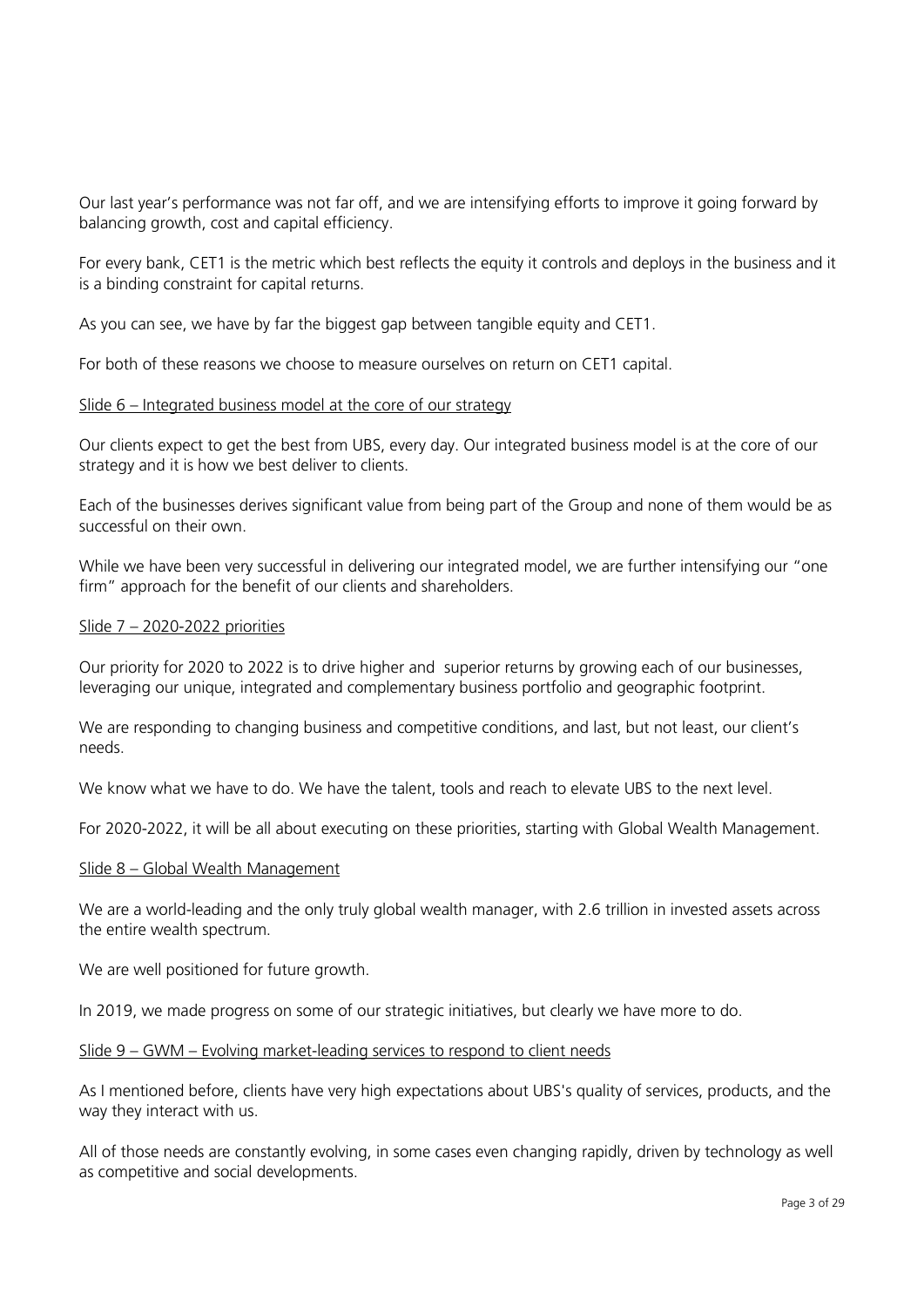Our last year's performance was not far off, and we are intensifying efforts to improve it going forward by balancing growth, cost and capital efficiency.

For every bank, CET1 is the metric which best reflects the equity it controls and deploys in the business and it is a binding constraint for capital returns.

As you can see, we have by far the biggest gap between tangible equity and CET1.

For both of these reasons we choose to measure ourselves on return on CET1 capital.

<u>Slide 6 – Integrated business model at the core of our strategy</u>

Our clients expect to get the best from UBS, every day. Our integrated business model is at the core of our strategy and it is how we best deliver to clients.

Each of the businesses derives significant value from being part of the Group and none of them would be as successful on their own.

While we have been very successful in delivering our integrated model, we are further intensifying our "one firm" approach for the benefit of our clients and shareholders.

<u>Slide 7 – 2020-2022 priorities</u>

Our priority for 2020 to 2022 is to drive higher and superior returns by growing each of our businesses, leveraging our unique, integrated and complementary business portfolio and geographic footprint.

We are responding to changing business and competitive conditions, and last, but not least, our client's needs.

We know what we have to do. We have the talent, tools and reach to elevate UBS to the next level.

For 2020-2022, it will be all about executing on these priorities, starting with Global Wealth Management.

<u>Slide 8 – Global Wealth Management</u>

We are a world-leading and the only truly global wealth manager, with 2.6 trillion in invested assets across the entire wealth spectrum.

We are well positioned for future growth.

In 2019, we made progress on some of our strategic initiatives, but clearly we have more to do.

<u>Slide 9 – GWM – Evolving market-leading services to respond to client needs</u>

As I mentioned before, clients have very high expectations about UBS's quality of services, products, and the way they interact with us.

All of those needs are constantly evolving, in some cases even changing rapidly, driven by technology as well as competitive and social developments.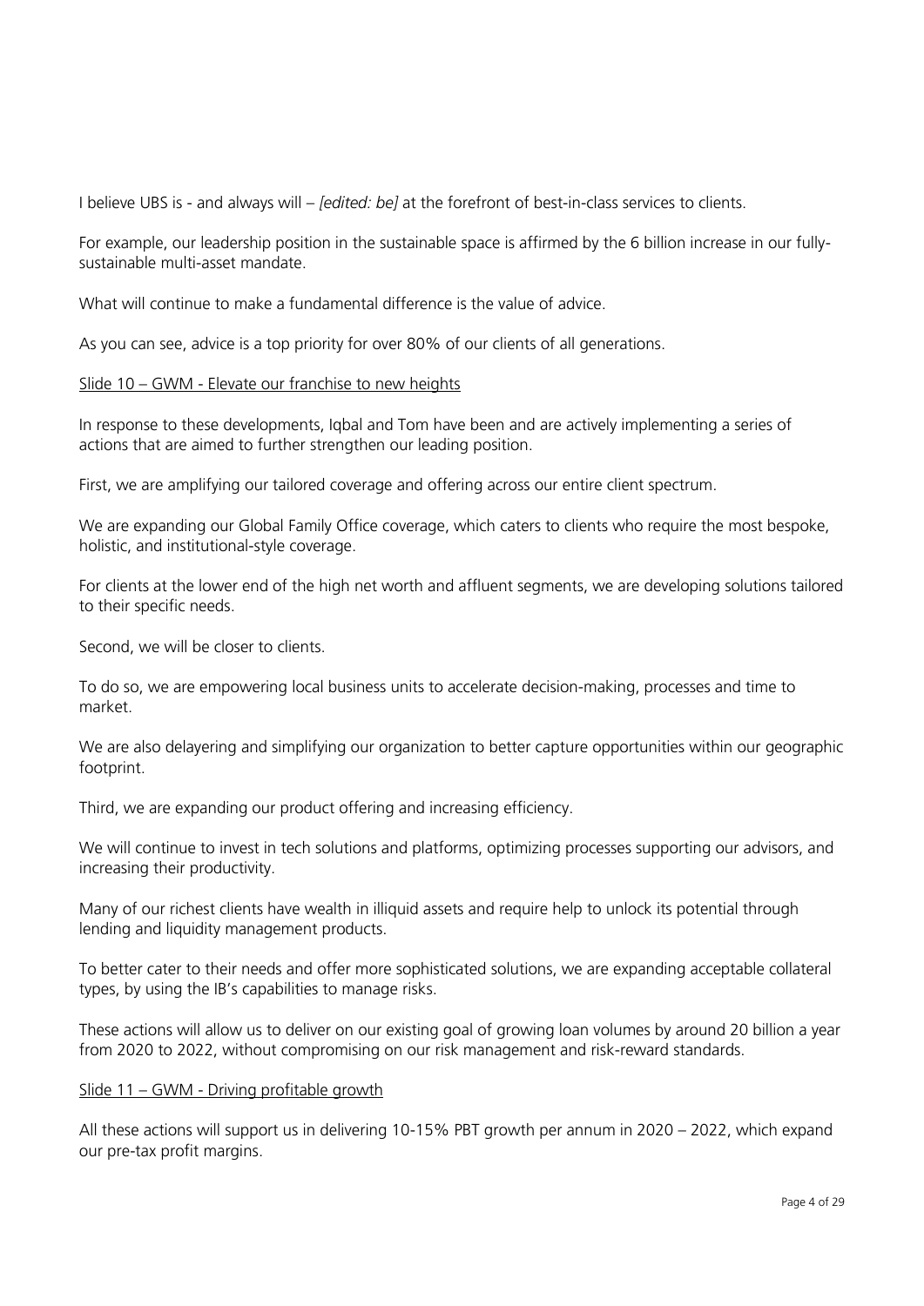I believe UBS is - and always will – *[edited: be]* at the forefront of best-in-class services to clients.

For example, our leadership position in the sustainable space is affirmed by the 6 billion increase in our fully-sustainable multi-asset mandate.

What will continue to make a fundamental difference is the value of advice.

As you can see, advice is a top priority for over 80% of our clients of all generations.

<u>Slide 10 – GWM - Elevate our franchise to new heights</u>

In response to these developments, Iqbal and Tom have been and are actively implementing a series of actions that are aimed to further strengthen our leading position.

First, we are amplifying our tailored coverage and offering across our entire client spectrum.

We are expanding our Global Family Office coverage, which caters to clients who require the most bespoke, holistic, and institutional-style coverage.

For clients at the lower end of the high net worth and affluent segments, we are developing solutions tailored to their specific needs.

Second, we will be closer to clients.

To do so, we are empowering local business units to accelerate decision-making, processes and time to market.

We are also delayering and simplifying our organization to better capture opportunities within our geographic footprint.

Third, we are expanding our product offering and increasing efficiency.

We will continue to invest in tech solutions and platforms, optimizing processes supporting our advisors, and increasing their productivity.

Many of our richest clients have wealth in illiquid assets and require help to unlock its potential through lending and liquidity management products.

To better cater to their needs and offer more sophisticated solutions, we are expanding acceptable collateral types, by using the IB's capabilities to manage risks.

These actions will allow us to deliver on our existing goal of growing loan volumes by around 20 billion a year from 2020 to 2022, without compromising on our risk management and risk-reward standards.

<u>Slide 11 – GWM - Driving profitable growth</u>

All these actions will support us in delivering 10-15% PBT growth per annum in 2020 – 2022, which expand our pre-tax profit margins.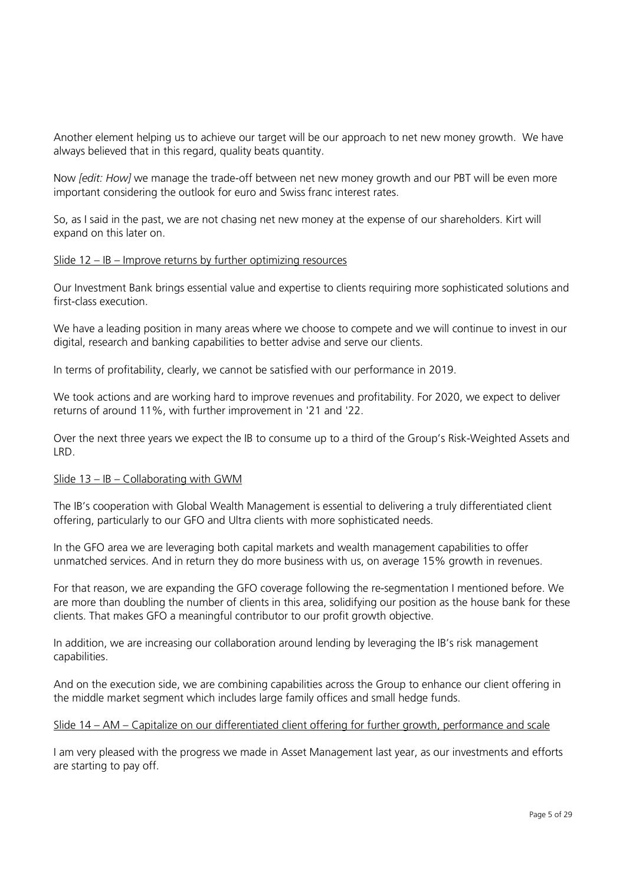Another element helping us to achieve our target will be our approach to net new money growth. We have always believed that in this regard, quality beats quantity.

Now *[edit: How]* we manage the trade-off between net new money growth and our PBT will be even more important considering the outlook for euro and Swiss franc interest rates.

So, as I said in the past, we are not chasing net new money at the expense of our shareholders. Kirt will expand on this later on.

<u>Slide 12 – IB – Improve returns by further optimizing resources</u>

Our Investment Bank brings essential value and expertise to clients requiring more sophisticated solutions and first-class execution.

We have a leading position in many areas where we choose to compete and we will continue to invest in our digital, research and banking capabilities to better advise and serve our clients.

In terms of profitability, clearly, we cannot be satisfied with our performance in 2019.

We took actions and are working hard to improve revenues and profitability. For 2020, we expect to deliver returns of around 11%, with further improvement in '21 and '22.

Over the next three years we expect the IB to consume up to a third of the Group's Risk-Weighted Assets and LRD.

<u>Slide 13 – IB – Collaborating with GWM</u>

The IB's cooperation with Global Wealth Management is essential to delivering a truly differentiated client offering, particularly to our GFO and Ultra clients with more sophisticated needs.

In the GFO area we are leveraging both capital markets and wealth management capabilities to offer unmatched services. And in return they do more business with us, on average 15% growth in revenues.

For that reason, we are expanding the GFO coverage following the re-segmentation I mentioned before. We are more than doubling the number of clients in this area, solidifying our position as the house bank for these clients. That makes GFO a meaningful contributor to our profit growth objective.

In addition, we are increasing our collaboration around lending by leveraging the IB's risk management capabilities.

And on the execution side, we are combining capabilities across the Group to enhance our client offering in the middle market segment which includes large family offices and small hedge funds.

<u>Slide 14 – AM – Capitalize on our differentiated client offering for further growth, performance and scale</u>

I am very pleased with the progress we made in Asset Management last year, as our investments and efforts are starting to pay off.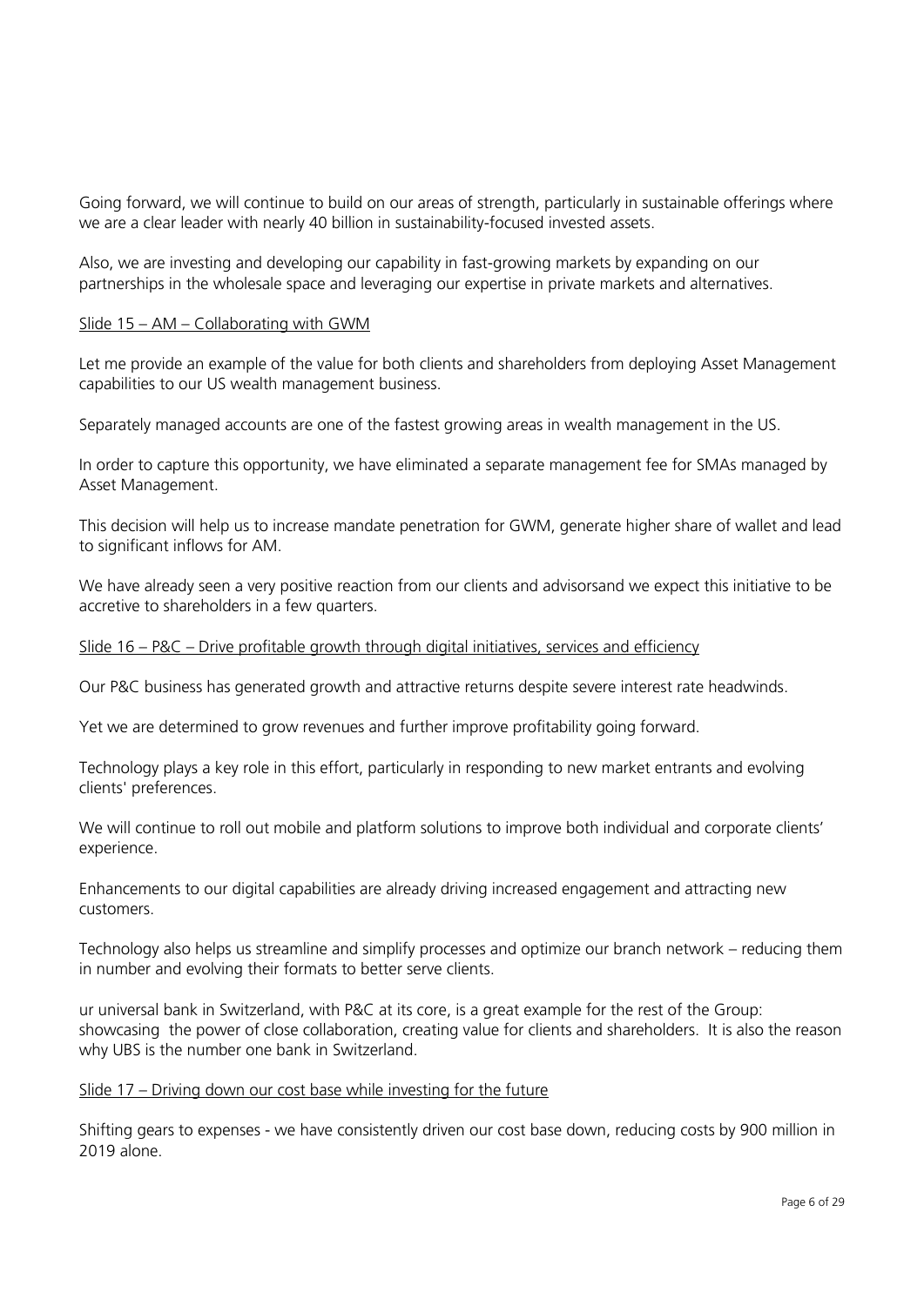Going forward, we will continue to build on our areas of strength, particularly in sustainable offerings where we are a clear leader with nearly 40 billion in sustainability-focused invested assets.

Also, we are investing and developing our capability in fast-growing markets by expanding on our partnerships in the wholesale space and leveraging our expertise in private markets and alternatives.

<u>Slide 15 – AM – Collaborating with GWM</u>

Let me provide an example of the value for both clients and shareholders from deploying Asset Management capabilities to our US wealth management business.

Separately managed accounts are one of the fastest growing areas in wealth management in the US.

In order to capture this opportunity, we have eliminated a separate management fee for SMAs managed by Asset Management.

This decision will help us to increase mandate penetration for GWM, generate higher share of wallet and lead to significant inflows for AM.

We have already seen a very positive reaction from our clients and advisorsand we expect this initiative to be accretive to shareholders in a few quarters.

<u>Slide 16 – P&C – Drive profitable growth through digital initiatives, services and efficiency</u>

Our P&C business has generated growth and attractive returns despite severe interest rate headwinds.

Yet we are determined to grow revenues and further improve profitability going forward.

Technology plays a key role in this effort, particularly in responding to new market entrants and evolving clients' preferences.

We will continue to roll out mobile and platform solutions to improve both individual and corporate clients' experience.

Enhancements to our digital capabilities are already driving increased engagement and attracting new customers.

Technology also helps us streamline and simplify processes and optimize our branch network – reducing them in number and evolving their formats to better serve clients.

ur universal bank in Switzerland, with P&C at its core, is a great example for the rest of the Group: showcasing the power of close collaboration, creating value for clients and shareholders. It is also the reason why UBS is the number one bank in Switzerland.

<u>Slide 17 – Driving down our cost base while investing for the future</u>

Shifting gears to expenses - we have consistently driven our cost base down, reducing costs by 900 million in 2019 alone.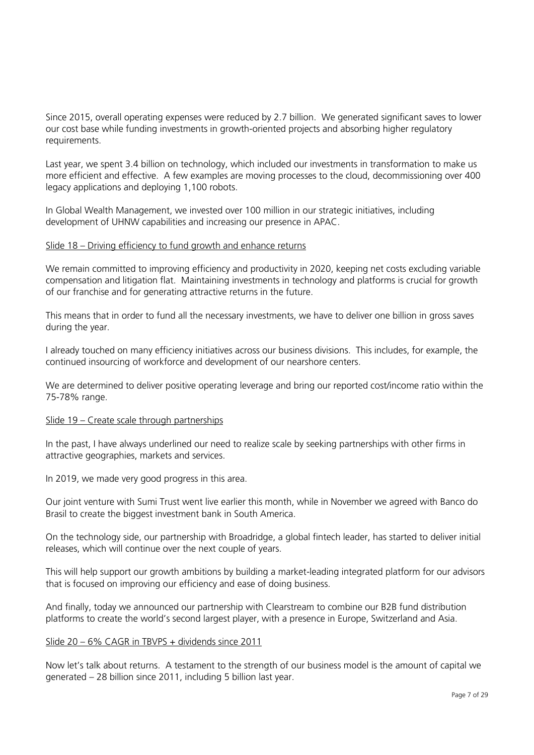Since 2015, overall operating expenses were reduced by 2.7 billion. We generated significant saves to lower our cost base while funding investments in growth-oriented projects and absorbing higher regulatory requirements.

Last year, we spent 3.4 billion on technology, which included our investments in transformation to make us more efficient and effective. A few examples are moving processes to the cloud, decommissioning over 400 legacy applications and deploying 1,100 robots.

In Global Wealth Management, we invested over 100 million in our strategic initiatives, including development of UHNW capabilities and increasing our presence in APAC.

<u>Slide 18 – Driving efficiency to fund growth and enhance returns</u>

We remain committed to improving efficiency and productivity in 2020, keeping net costs excluding variable compensation and litigation flat. Maintaining investments in technology and platforms is crucial for growth of our franchise and for generating attractive returns in the future.

This means that in order to fund all the necessary investments, we have to deliver one billion in gross saves during the year.

I already touched on many efficiency initiatives across our business divisions. This includes, for example, the continued insourcing of workforce and development of our nearshore centers.

We are determined to deliver positive operating leverage and bring our reported cost/income ratio within the 75-78% range.

<u>Slide 19 – Create scale through partnerships</u>

In the past, I have always underlined our need to realize scale by seeking partnerships with other firms in attractive geographies, markets and services.

In 2019, we made very good progress in this area.

Our joint venture with Sumi Trust went live earlier this month, while in November we agreed with Banco do Brasil to create the biggest investment bank in South America.

On the technology side, our partnership with Broadridge, a global fintech leader, has started to deliver initial releases, which will continue over the next couple of years.

This will help support our growth ambitions by building a market-leading integrated platform for our advisors that is focused on improving our efficiency and ease of doing business.

And finally, today we announced our partnership with Clearstream to combine our B2B fund distribution platforms to create the world's second largest player, with a presence in Europe, Switzerland and Asia.

<u>Slide 20 – 6% CAGR in TBVPS + dividends since 2011</u>

Now let's talk about returns. A testament to the strength of our business model is the amount of capital we generated – 28 billion since 2011, including 5 billion last year.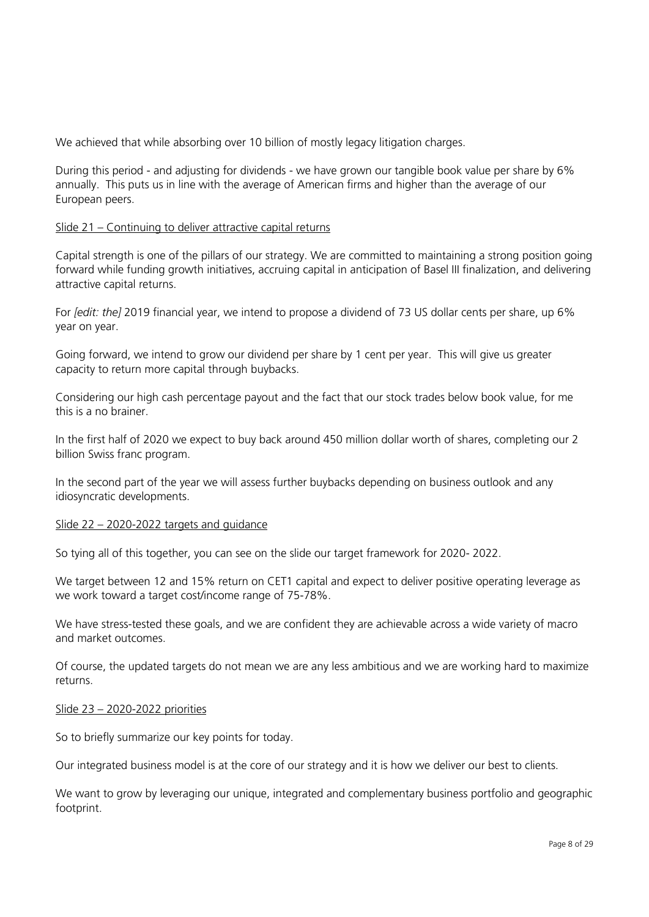We achieved that while absorbing over 10 billion of mostly legacy litigation charges.

During this period - and adjusting for dividends - we have grown our tangible book value per share by 6% annually. This puts us in line with the average of American firms and higher than the average of our European peers.

<u>Slide 21 – Continuing to deliver attractive capital returns</u>

Capital strength is one of the pillars of our strategy. We are committed to maintaining a strong position going forward while funding growth initiatives, accruing capital in anticipation of Basel III finalization, and delivering attractive capital returns.

For *[edit: the]* 2019 financial year, we intend to propose a dividend of 73 US dollar cents per share, up 6% year on year.

Going forward, we intend to grow our dividend per share by 1 cent per year. This will give us greater capacity to return more capital through buybacks.

Considering our high cash percentage payout and the fact that our stock trades below book value, for me this is a no brainer.

In the first half of 2020 we expect to buy back around 450 million dollar worth of shares, completing our 2 billion Swiss franc program.

In the second part of the year we will assess further buybacks depending on business outlook and any idiosyncratic developments.

<u>Slide 22 – 2020-2022 targets and guidance</u>

So tying all of this together, you can see on the slide our target framework for 2020- 2022.

We target between 12 and 15% return on CET1 capital and expect to deliver positive operating leverage as we work toward a target cost/income range of 75-78%.

We have stress-tested these goals, and we are confident they are achievable across a wide variety of macro and market outcomes.

Of course, the updated targets do not mean we are any less ambitious and we are working hard to maximize returns.

<u>Slide 23 – 2020-2022 priorities</u>

So to briefly summarize our key points for today.

Our integrated business model is at the core of our strategy and it is how we deliver our best to clients.

We want to grow by leveraging our unique, integrated and complementary business portfolio and geographic footprint.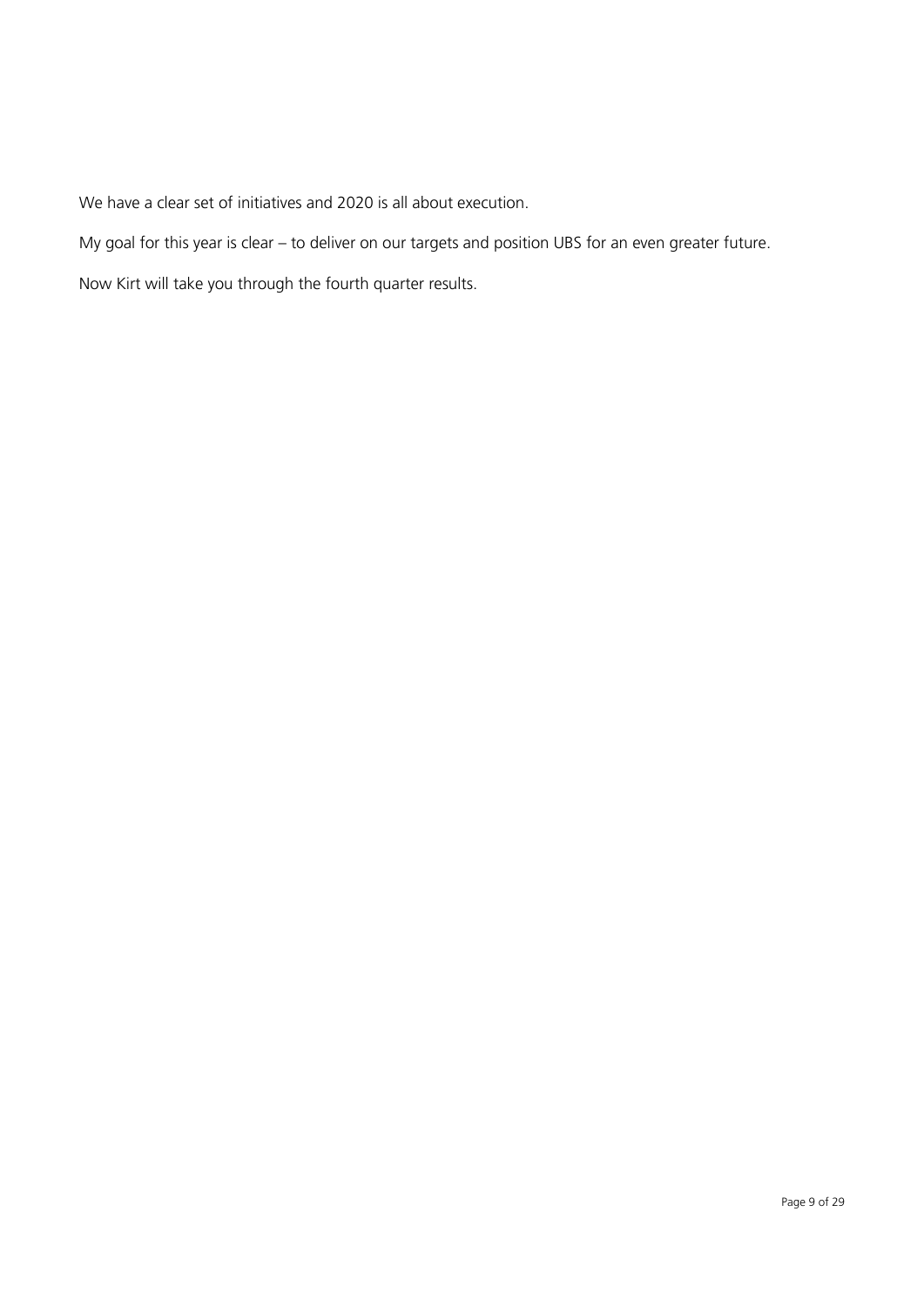We have a clear set of initiatives and 2020 is all about execution.

My goal for this year is clear – to deliver on our targets and position UBS for an even greater future.

Now Kirt will take you through the fourth quarter results.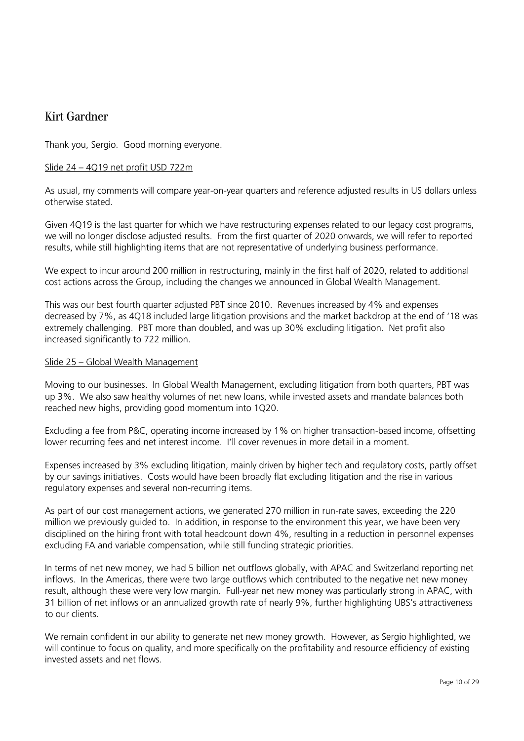## Kirt Gardner

Thank you, Sergio. Good morning everyone.

Slide 24 – 4Q19 net profit USD 722m

As usual, my comments will compare year-on-year quarters and reference adjusted results in US dollars unless otherwise stated.

Given 4Q19 is the last quarter for which we have restructuring expenses related to our legacy cost programs, we will no longer disclose adjusted results. From the first quarter of 2020 onwards, we will refer to reported results, while still highlighting items that are not representative of underlying business performance.

We expect to incur around 200 million in restructuring, mainly in the first half of 2020, related to additional cost actions across the Group, including the changes we announced in Global Wealth Management.

This was our best fourth quarter adjusted PBT since 2010. Revenues increased by 4% and expenses decreased by 7%, as 4Q18 included large litigation provisions and the market backdrop at the end of '18 was extremely challenging. PBT more than doubled, and was up 30% excluding litigation. Net profit also increased significantly to 722 million.

Slide 25 – Global Wealth Management

Moving to our businesses. In Global Wealth Management, excluding litigation from both quarters, PBT was up 3%. We also saw healthy volumes of net new loans, while invested assets and mandate balances both reached new highs, providing good momentum into 1Q20.

Excluding a fee from P&C, operating income increased by 1% on higher transaction-based income, offsetting lower recurring fees and net interest income. I'll cover revenues in more detail in a moment.

Expenses increased by 3% excluding litigation, mainly driven by higher tech and regulatory costs, partly offset by our savings initiatives. Costs would have been broadly flat excluding litigation and the rise in various regulatory expenses and several non-recurring items.

As part of our cost management actions, we generated 270 million in run-rate saves, exceeding the 220 million we previously guided to. In addition, in response to the environment this year, we have been very disciplined on the hiring front with total headcount down 4%, resulting in a reduction in personnel expenses excluding FA and variable compensation, while still funding strategic priorities.

In terms of net new money, we had 5 billion net outflows globally, with APAC and Switzerland reporting net inflows. In the Americas, there were two large outflows which contributed to the negative net new money result, although these were very low margin. Full-year net new money was particularly strong in APAC, with 31 billion of net inflows or an annualized growth rate of nearly 9%, further highlighting UBS's attractiveness to our clients.

We remain confident in our ability to generate net new money growth. However, as Sergio highlighted, we will continue to focus on quality, and more specifically on the profitability and resource efficiency of existing invested assets and net flows.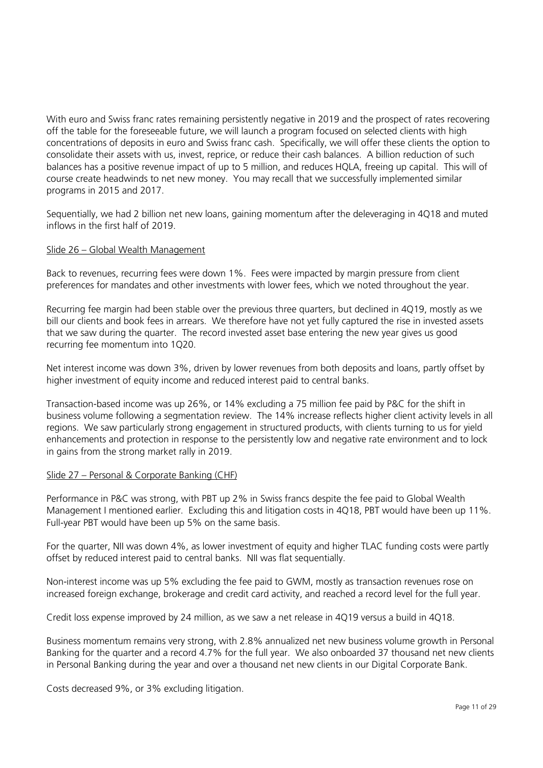With euro and Swiss franc rates remaining persistently negative in 2019 and the prospect of rates recovering off the table for the foreseeable future, we will launch a program focused on selected clients with high concentrations of deposits in euro and Swiss franc cash. Specifically, we will offer these clients the option to consolidate their assets with us, invest, reprice, or reduce their cash balances. A billion reduction of such balances has a positive revenue impact of up to 5 million, and reduces HQLA, freeing up capital. This will of course create headwinds to net new money. You may recall that we successfully implemented similar programs in 2015 and 2017.

Sequentially, we had 2 billion net new loans, gaining momentum after the deleveraging in 4Q18 and muted inflows in the first half of 2019.

Slide 26 – Global Wealth Management

Back to revenues, recurring fees were down 1%. Fees were impacted by margin pressure from client preferences for mandates and other investments with lower fees, which we noted throughout the year.

Recurring fee margin had been stable over the previous three quarters, but declined in 4Q19, mostly as we bill our clients and book fees in arrears. We therefore have not yet fully captured the rise in invested assets that we saw during the quarter. The record invested asset base entering the new year gives us good recurring fee momentum into 1Q20.

Net interest income was down 3%, driven by lower revenues from both deposits and loans, partly offset by higher investment of equity income and reduced interest paid to central banks.

Transaction-based income was up 26%, or 14% excluding a 75 million fee paid by P&C for the shift in business volume following a segmentation review. The 14% increase reflects higher client activity levels in all regions. We saw particularly strong engagement in structured products, with clients turning to us for yield enhancements and protection in response to the persistently low and negative rate environment and to lock in gains from the strong market rally in 2019.

Slide 27 – Personal & Corporate Banking (CHF)

Performance in P&C was strong, with PBT up 2% in Swiss francs despite the fee paid to Global Wealth Management I mentioned earlier. Excluding this and litigation costs in 4Q18, PBT would have been up 11%. Full-year PBT would have been up 5% on the same basis.

For the quarter, NII was down 4%, as lower investment of equity and higher TLAC funding costs were partly offset by reduced interest paid to central banks. NII was flat sequentially.

Non-interest income was up 5% excluding the fee paid to GWM, mostly as transaction revenues rose on increased foreign exchange, brokerage and credit card activity, and reached a record level for the full year.

Credit loss expense improved by 24 million, as we saw a net release in 4Q19 versus a build in 4Q18.

Business momentum remains very strong, with 2.8% annualized net new business volume growth in Personal Banking for the quarter and a record 4.7% for the full year. We also onboarded 37 thousand net new clients in Personal Banking during the year and over a thousand net new clients in our Digital Corporate Bank.

Costs decreased 9%, or 3% excluding litigation.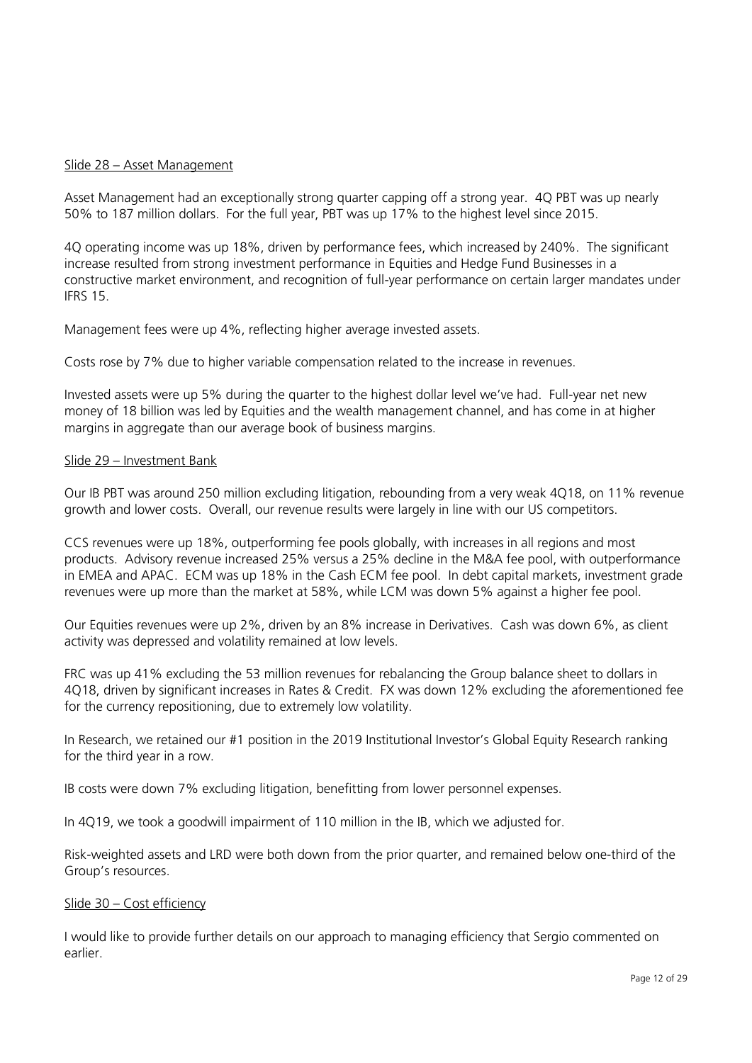<u>Slide 28 – Asset Management</u>

Asset Management had an exceptionally strong quarter capping off a strong year. 4Q PBT was up nearly 50% to 187 million dollars. For the full year, PBT was up 17% to the highest level since 2015.

4Q operating income was up 18%, driven by performance fees, which increased by 240%. The significant increase resulted from strong investment performance in Equities and Hedge Fund Businesses in a constructive market environment, and recognition of full-year performance on certain larger mandates under IFRS 15.

Management fees were up 4%, reflecting higher average invested assets.

Costs rose by 7% due to higher variable compensation related to the increase in revenues.

Invested assets were up 5% during the quarter to the highest dollar level we've had. Full-year net new money of 18 billion was led by Equities and the wealth management channel, and has come in at higher margins in aggregate than our average book of business margins.

<u>Slide 29 – Investment Bank</u>

Our IB PBT was around 250 million excluding litigation, rebounding from a very weak 4Q18, on 11% revenue growth and lower costs. Overall, our revenue results were largely in line with our US competitors.

CCS revenues were up 18%, outperforming fee pools globally, with increases in all regions and most products. Advisory revenue increased 25% versus a 25% decline in the M&A fee pool, with outperformance in EMEA and APAC. ECM was up 18% in the Cash ECM fee pool. In debt capital markets, investment grade revenues were up more than the market at 58%, while LCM was down 5% against a higher fee pool.

Our Equities revenues were up 2%, driven by an 8% increase in Derivatives. Cash was down 6%, as client activity was depressed and volatility remained at low levels.

FRC was up 41% excluding the 53 million revenues for rebalancing the Group balance sheet to dollars in 4Q18, driven by significant increases in Rates & Credit. FX was down 12% excluding the aforementioned fee for the currency repositioning, due to extremely low volatility.

In Research, we retained our #1 position in the 2019 Institutional Investor's Global Equity Research ranking for the third year in a row.

IB costs were down 7% excluding litigation, benefitting from lower personnel expenses.

In 4Q19, we took a goodwill impairment of 110 million in the IB, which we adjusted for.

Risk-weighted assets and LRD were both down from the prior quarter, and remained below one-third of the Group's resources.

<u>Slide 30 – Cost efficiency</u>

I would like to provide further details on our approach to managing efficiency that Sergio commented on earlier.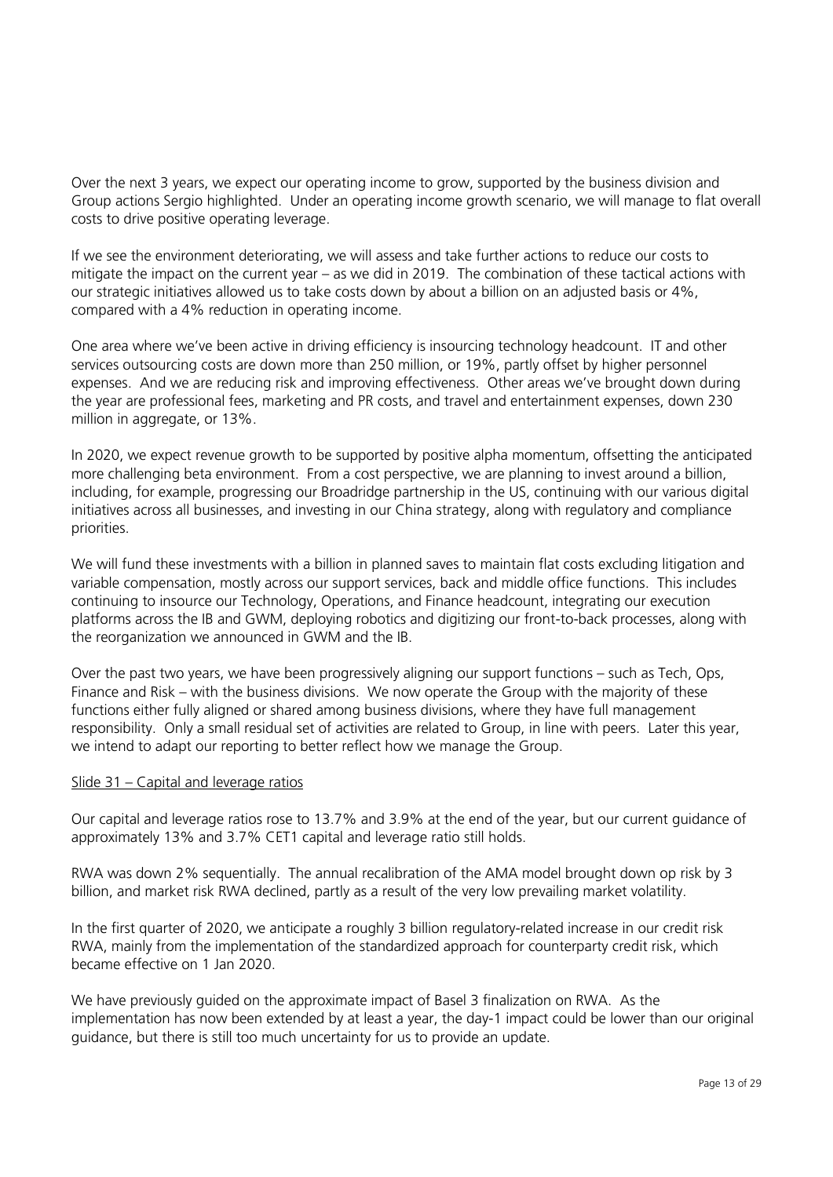Over the next 3 years, we expect our operating income to grow, supported by the business division and Group actions Sergio highlighted. Under an operating income growth scenario, we will manage to flat overall costs to drive positive operating leverage.

If we see the environment deteriorating, we will assess and take further actions to reduce our costs to mitigate the impact on the current year – as we did in 2019. The combination of these tactical actions with our strategic initiatives allowed us to take costs down by about a billion on an adjusted basis or 4%, compared with a 4% reduction in operating income.

One area where we've been active in driving efficiency is insourcing technology headcount. IT and other services outsourcing costs are down more than 250 million, or 19%, partly offset by higher personnel expenses. And we are reducing risk and improving effectiveness. Other areas we've brought down during the year are professional fees, marketing and PR costs, and travel and entertainment expenses, down 230 million in aggregate, or 13%.

In 2020, we expect revenue growth to be supported by positive alpha momentum, offsetting the anticipated more challenging beta environment. From a cost perspective, we are planning to invest around a billion, including, for example, progressing our Broadridge partnership in the US, continuing with our various digital initiatives across all businesses, and investing in our China strategy, along with regulatory and compliance priorities.

We will fund these investments with a billion in planned saves to maintain flat costs excluding litigation and variable compensation, mostly across our support services, back and middle office functions. This includes continuing to insource our Technology, Operations, and Finance headcount, integrating our execution platforms across the IB and GWM, deploying robotics and digitizing our front-to-back processes, along with the reorganization we announced in GWM and the IB.

Over the past two years, we have been progressively aligning our support functions – such as Tech, Ops, Finance and Risk – with the business divisions. We now operate the Group with the majority of these functions either fully aligned or shared among business divisions, where they have full management responsibility. Only a small residual set of activities are related to Group, in line with peers. Later this year, we intend to adapt our reporting to better reflect how we manage the Group.

Slide 31 – Capital and leverage ratios

Our capital and leverage ratios rose to 13.7% and 3.9% at the end of the year, but our current guidance of approximately 13% and 3.7% CET1 capital and leverage ratio still holds.

RWA was down 2% sequentially. The annual recalibration of the AMA model brought down op risk by 3 billion, and market risk RWA declined, partly as a result of the very low prevailing market volatility.

In the first quarter of 2020, we anticipate a roughly 3 billion regulatory-related increase in our credit risk RWA, mainly from the implementation of the standardized approach for counterparty credit risk, which became effective on 1 Jan 2020.

We have previously guided on the approximate impact of Basel 3 finalization on RWA. As the implementation has now been extended by at least a year, the day-1 impact could be lower than our original guidance, but there is still too much uncertainty for us to provide an update.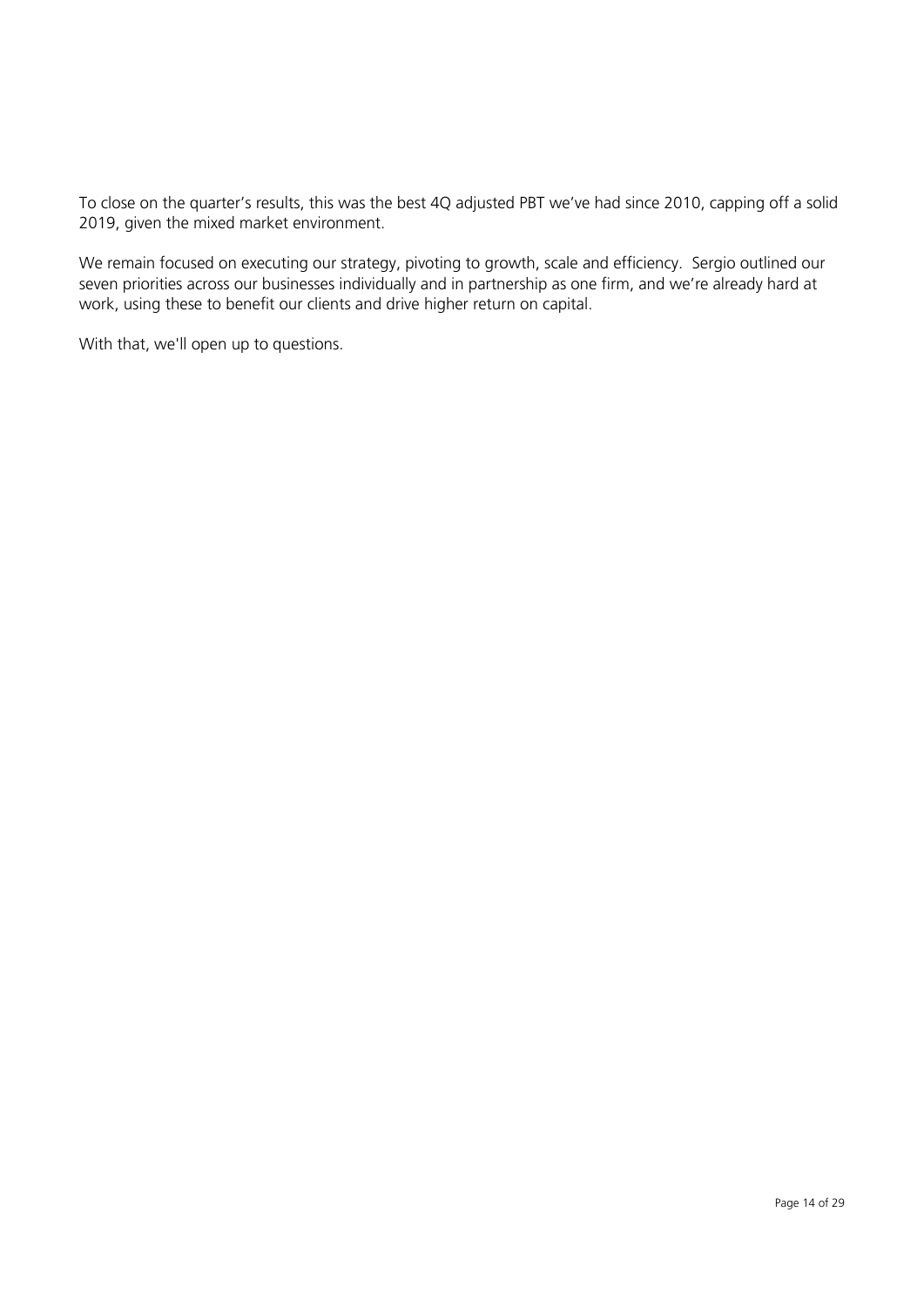To close on the quarter's results, this was the best 4Q adjusted PBT we've had since 2010, capping off a solid 2019, given the mixed market environment.

We remain focused on executing our strategy, pivoting to growth, scale and efficiency. Sergio outlined our seven priorities across our businesses individually and in partnership as one firm, and we're already hard at work, using these to benefit our clients and drive higher return on capital.

With that, we'll open up to questions.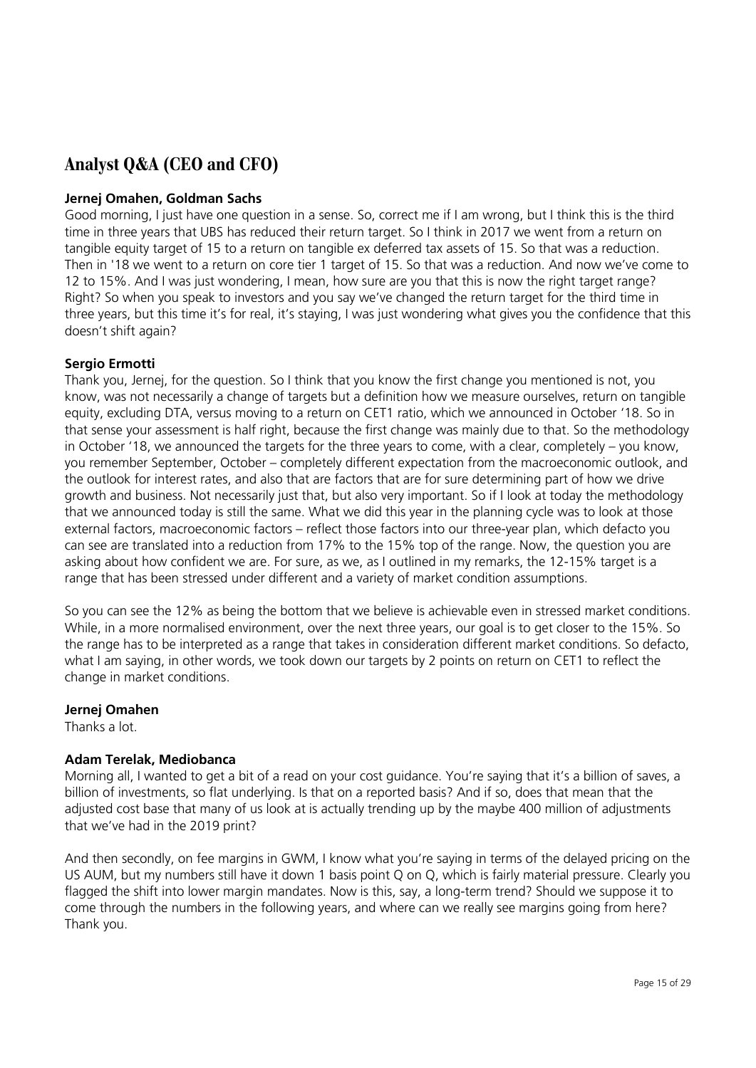## Analyst Q&A (CEO and CFO)

**Jernej Omahen, Goldman Sachs**

Good morning, I just have one question in a sense. So, correct me if I am wrong, but I think this is the third time in three years that UBS has reduced their return target. So I think in 2017 we went from a return on tangible equity target of 15 to a return on tangible ex deferred tax assets of 15. So that was a reduction. Then in '18 we went to a return on core tier 1 target of 15. So that was a reduction. And now we've come to 12 to 15%. And I was just wondering, I mean, how sure are you that this is now the right target range? Right? So when you speak to investors and you say we've changed the return target for the third time in three years, but this time it's for real, it's staying, I was just wondering what gives you the confidence that this doesn't shift again?

**Sergio Ermotti**

Thank you, Jernej, for the question. So I think that you know the first change you mentioned is not, you know, was not necessarily a change of targets but a definition how we measure ourselves, return on tangible equity, excluding DTA, versus moving to a return on CET1 ratio, which we announced in October '18. So in that sense your assessment is half right, because the first change was mainly due to that. So the methodology in October '18, we announced the targets for the three years to come, with a clear, completely – you know, you remember September, October – completely different expectation from the macroeconomic outlook, and the outlook for interest rates, and also that are factors that are for sure determining part of how we drive growth and business. Not necessarily just that, but also very important. So if I look at today the methodology that we announced today is still the same. What we did this year in the planning cycle was to look at those external factors, macroeconomic factors – reflect those factors into our three-year plan, which defacto you can see are translated into a reduction from 17% to the 15% top of the range. Now, the question you are asking about how confident we are. For sure, as we, as I outlined in my remarks, the 12-15% target is a range that has been stressed under different and a variety of market condition assumptions.

So you can see the 12% as being the bottom that we believe is achievable even in stressed market conditions. While, in a more normalised environment, over the next three years, our goal is to get closer to the 15%. So the range has to be interpreted as a range that takes in consideration different market conditions. So defacto, what I am saying, in other words, we took down our targets by 2 points on return on CET1 to reflect the change in market conditions.

**Jernej Omahen**

Thanks a lot.

**Adam Terelak, Mediobanca**

Morning all, I wanted to get a bit of a read on your cost guidance. You're saying that it's a billion of saves, a billion of investments, so flat underlying. Is that on a reported basis? And if so, does that mean that the adjusted cost base that many of us look at is actually trending up by the maybe 400 million of adjustments that we've had in the 2019 print?

And then secondly, on fee margins in GWM, I know what you're saying in terms of the delayed pricing on the US AUM, but my numbers still have it down 1 basis point Q on Q, which is fairly material pressure. Clearly you flagged the shift into lower margin mandates. Now is this, say, a long-term trend? Should we suppose it to come through the numbers in the following years, and where can we really see margins going from here? Thank you.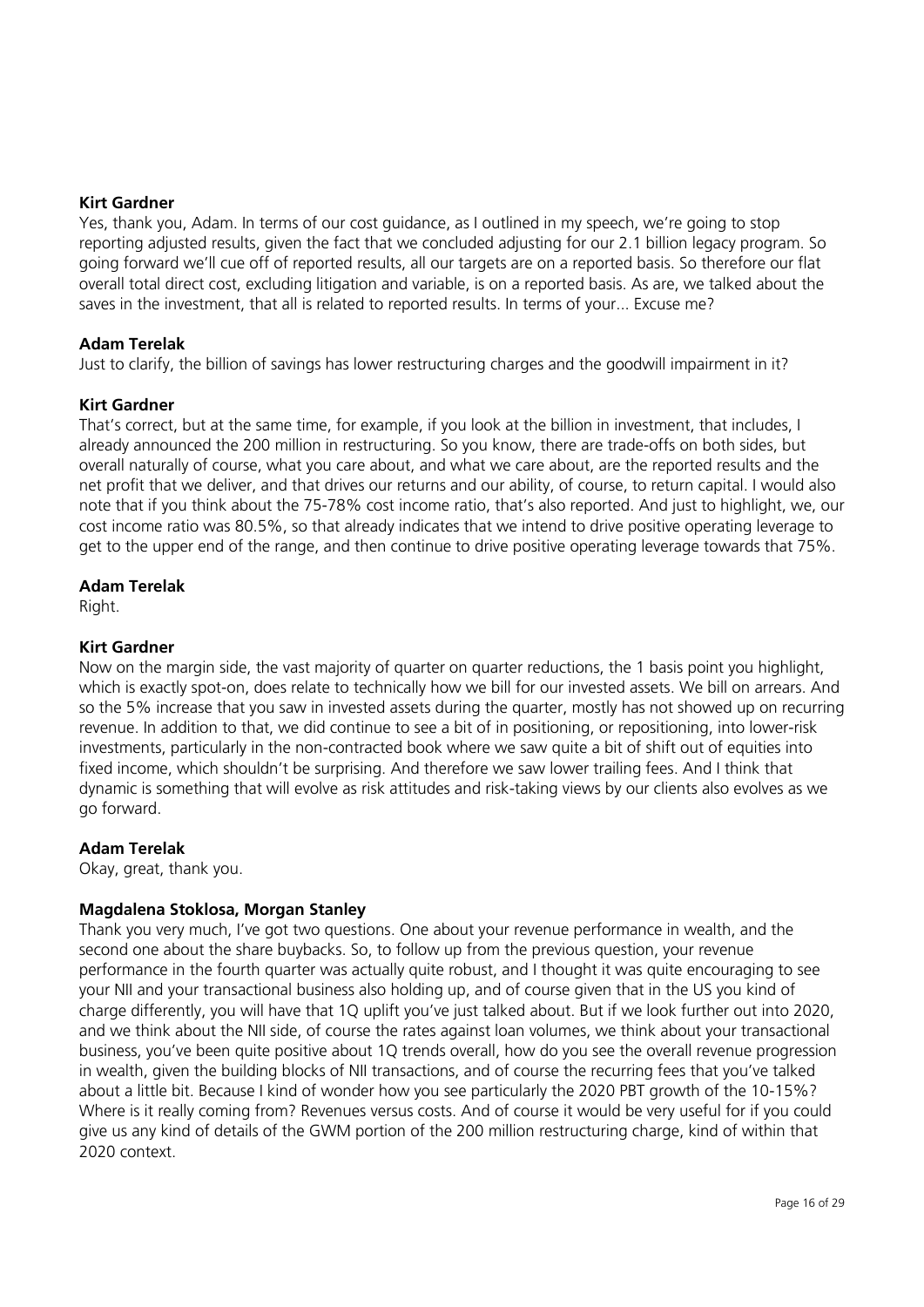**Kirt Gardner**
Yes, thank you, Adam. In terms of our cost guidance, as I outlined in my speech, we're going to stop reporting adjusted results, given the fact that we concluded adjusting for our 2.1 billion legacy program. So going forward we'll cue off of reported results, all our targets are on a reported basis. So therefore our flat overall total direct cost, excluding litigation and variable, is on a reported basis. As are, we talked about the saves in the investment, that all is related to reported results. In terms of your... Excuse me?

**Adam Terelak**
Just to clarify, the billion of savings has lower restructuring charges and the goodwill impairment in it?

**Kirt Gardner**
That's correct, but at the same time, for example, if you look at the billion in investment, that includes, I already announced the 200 million in restructuring. So you know, there are trade-offs on both sides, but overall naturally of course, what you care about, and what we care about, are the reported results and the net profit that we deliver, and that drives our returns and our ability, of course, to return capital. I would also note that if you think about the 75-78% cost income ratio, that's also reported. And just to highlight, we, our cost income ratio was 80.5%, so that already indicates that we intend to drive positive operating leverage to get to the upper end of the range, and then continue to drive positive operating leverage towards that 75%.

**Adam Terelak**
Right.

**Kirt Gardner**
Now on the margin side, the vast majority of quarter on quarter reductions, the 1 basis point you highlight, which is exactly spot-on, does relate to technically how we bill for our invested assets. We bill on arrears. And so the 5% increase that you saw in invested assets during the quarter, mostly has not showed up on recurring revenue. In addition to that, we did continue to see a bit of in positioning, or repositioning, into lower-risk investments, particularly in the non-contracted book where we saw quite a bit of shift out of equities into fixed income, which shouldn't be surprising. And therefore we saw lower trailing fees. And I think that dynamic is something that will evolve as risk attitudes and risk-taking views by our clients also evolves as we go forward.

**Adam Terelak**
Okay, great, thank you.

**Magdalena Stoklosa, Morgan Stanley**
Thank you very much, I've got two questions. One about your revenue performance in wealth, and the second one about the share buybacks. So, to follow up from the previous question, your revenue performance in the fourth quarter was actually quite robust, and I thought it was quite encouraging to see your NII and your transactional business also holding up, and of course given that in the US you kind of charge differently, you will have that 1Q uplift you've just talked about. But if we look further out into 2020, and we think about the NII side, of course the rates against loan volumes, we think about your transactional business, you've been quite positive about 1Q trends overall, how do you see the overall revenue progression in wealth, given the building blocks of NII transactions, and of course the recurring fees that you've talked about a little bit. Because I kind of wonder how you see particularly the 2020 PBT growth of the 10-15%? Where is it really coming from? Revenues versus costs. And of course it would be very useful for if you could give us any kind of details of the GWM portion of the 200 million restructuring charge, kind of within that 2020 context.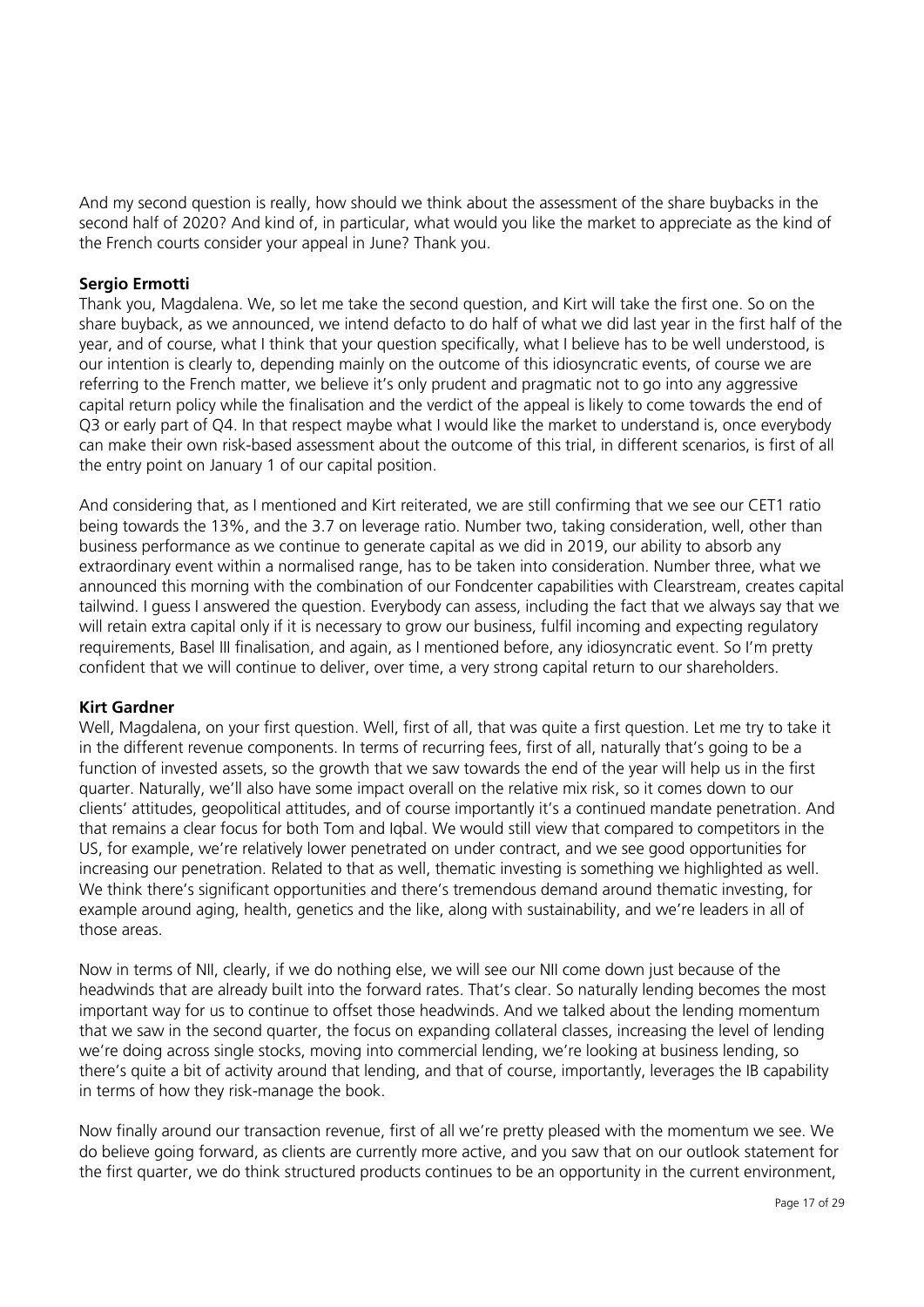And my second question is really, how should we think about the assessment of the share buybacks in the second half of 2020? And kind of, in particular, what would you like the market to appreciate as the kind of the French courts consider your appeal in June? Thank you.

**Sergio Ermotti**

Thank you, Magdalena. We, so let me take the second question, and Kirt will take the first one. So on the share buyback, as we announced, we intend defacto to do half of what we did last year in the first half of the year, and of course, what I think that your question specifically, what I believe has to be well understood, is our intention is clearly to, depending mainly on the outcome of this idiosyncratic events, of course we are referring to the French matter, we believe it's only prudent and pragmatic not to go into any aggressive capital return policy while the finalisation and the verdict of the appeal is likely to come towards the end of Q3 or early part of Q4. In that respect maybe what I would like the market to understand is, once everybody can make their own risk-based assessment about the outcome of this trial, in different scenarios, is first of all the entry point on January 1 of our capital position.

And considering that, as I mentioned and Kirt reiterated, we are still confirming that we see our CET1 ratio being towards the 13%, and the 3.7 on leverage ratio. Number two, taking consideration, well, other than business performance as we continue to generate capital as we did in 2019, our ability to absorb any extraordinary event within a normalised range, has to be taken into consideration. Number three, what we announced this morning with the combination of our Fondcenter capabilities with Clearstream, creates capital tailwind. I guess I answered the question. Everybody can assess, including the fact that we always say that we will retain extra capital only if it is necessary to grow our business, fulfil incoming and expecting regulatory requirements, Basel III finalisation, and again, as I mentioned before, any idiosyncratic event. So I'm pretty confident that we will continue to deliver, over time, a very strong capital return to our shareholders.

**Kirt Gardner**

Well, Magdalena, on your first question. Well, first of all, that was quite a first question. Let me try to take it in the different revenue components. In terms of recurring fees, first of all, naturally that's going to be a function of invested assets, so the growth that we saw towards the end of the year will help us in the first quarter. Naturally, we'll also have some impact overall on the relative mix risk, so it comes down to our clients' attitudes, geopolitical attitudes, and of course importantly it's a continued mandate penetration. And that remains a clear focus for both Tom and Iqbal. We would still view that compared to competitors in the US, for example, we're relatively lower penetrated on under contract, and we see good opportunities for increasing our penetration. Related to that as well, thematic investing is something we highlighted as well. We think there's significant opportunities and there's tremendous demand around thematic investing, for example around aging, health, genetics and the like, along with sustainability, and we're leaders in all of those areas.

Now in terms of NII, clearly, if we do nothing else, we will see our NII come down just because of the headwinds that are already built into the forward rates. That's clear. So naturally lending becomes the most important way for us to continue to offset those headwinds. And we talked about the lending momentum that we saw in the second quarter, the focus on expanding collateral classes, increasing the level of lending we're doing across single stocks, moving into commercial lending, we're looking at business lending, so there's quite a bit of activity around that lending, and that of course, importantly, leverages the IB capability in terms of how they risk-manage the book.

Now finally around our transaction revenue, first of all we're pretty pleased with the momentum we see. We do believe going forward, as clients are currently more active, and you saw that on our outlook statement for the first quarter, we do think structured products continues to be an opportunity in the current environment,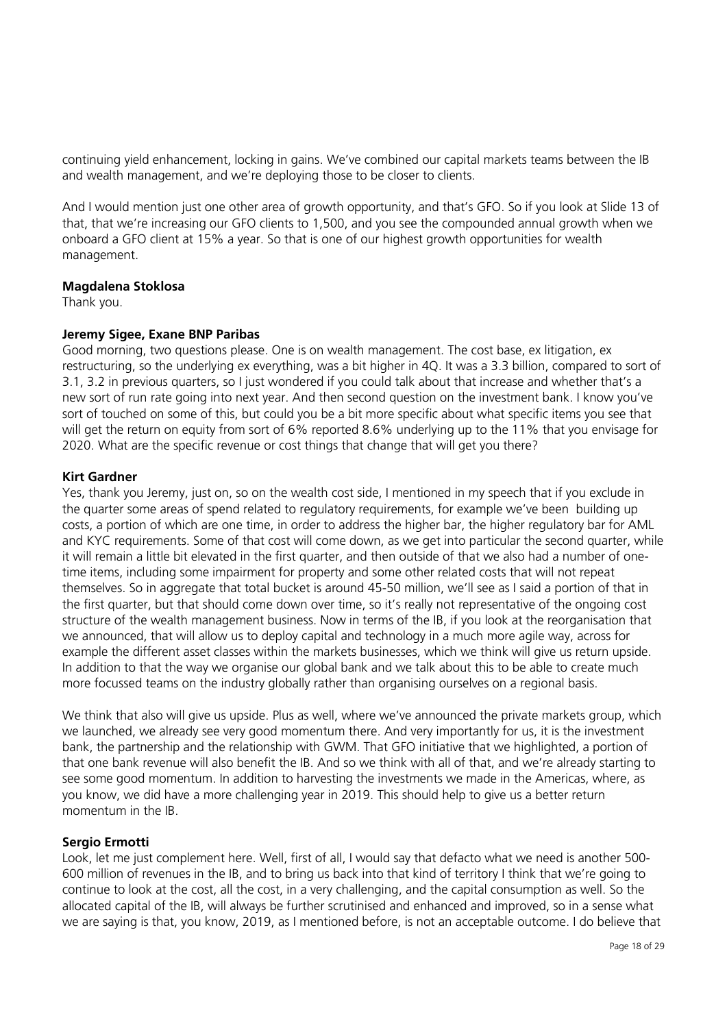continuing yield enhancement, locking in gains. We've combined our capital markets teams between the IB and wealth management, and we're deploying those to be closer to clients.

And I would mention just one other area of growth opportunity, and that's GFO. So if you look at Slide 13 of that, that we're increasing our GFO clients to 1,500, and you see the compounded annual growth when we onboard a GFO client at 15% a year. So that is one of our highest growth opportunities for wealth management.

**Magdalena Stoklosa**
Thank you.

**Jeremy Sigee, Exane BNP Paribas**
Good morning, two questions please. One is on wealth management. The cost base, ex litigation, ex restructuring, so the underlying ex everything, was a bit higher in 4Q. It was a 3.3 billion, compared to sort of 3.1, 3.2 in previous quarters, so I just wondered if you could talk about that increase and whether that's a new sort of run rate going into next year. And then second question on the investment bank. I know you've sort of touched on some of this, but could you be a bit more specific about what specific items you see that will get the return on equity from sort of 6% reported 8.6% underlying up to the 11% that you envisage for 2020. What are the specific revenue or cost things that change that will get you there?

**Kirt Gardner**
Yes, thank you Jeremy, just on, so on the wealth cost side, I mentioned in my speech that if you exclude in the quarter some areas of spend related to regulatory requirements, for example we've been building up costs, a portion of which are one time, in order to address the higher bar, the higher regulatory bar for AML and KYC requirements. Some of that cost will come down, as we get into particular the second quarter, while it will remain a little bit elevated in the first quarter, and then outside of that we also had a number of one-time items, including some impairment for property and some other related costs that will not repeat themselves. So in aggregate that total bucket is around 45-50 million, we'll see as I said a portion of that in the first quarter, but that should come down over time, so it's really not representative of the ongoing cost structure of the wealth management business. Now in terms of the IB, if you look at the reorganisation that we announced, that will allow us to deploy capital and technology in a much more agile way, across for example the different asset classes within the markets businesses, which we think will give us return upside. In addition to that the way we organise our global bank and we talk about this to be able to create much more focussed teams on the industry globally rather than organising ourselves on a regional basis.

We think that also will give us upside. Plus as well, where we've announced the private markets group, which we launched, we already see very good momentum there. And very importantly for us, it is the investment bank, the partnership and the relationship with GWM. That GFO initiative that we highlighted, a portion of that one bank revenue will also benefit the IB. And so we think with all of that, and we're already starting to see some good momentum. In addition to harvesting the investments we made in the Americas, where, as you know, we did have a more challenging year in 2019. This should help to give us a better return momentum in the IB.

**Sergio Ermotti**
Look, let me just complement here. Well, first of all, I would say that defacto what we need is another 500-600 million of revenues in the IB, and to bring us back into that kind of territory I think that we're going to continue to look at the cost, all the cost, in a very challenging, and the capital consumption as well. So the allocated capital of the IB, will always be further scrutinised and enhanced and improved, so in a sense what we are saying is that, you know, 2019, as I mentioned before, is not an acceptable outcome. I do believe that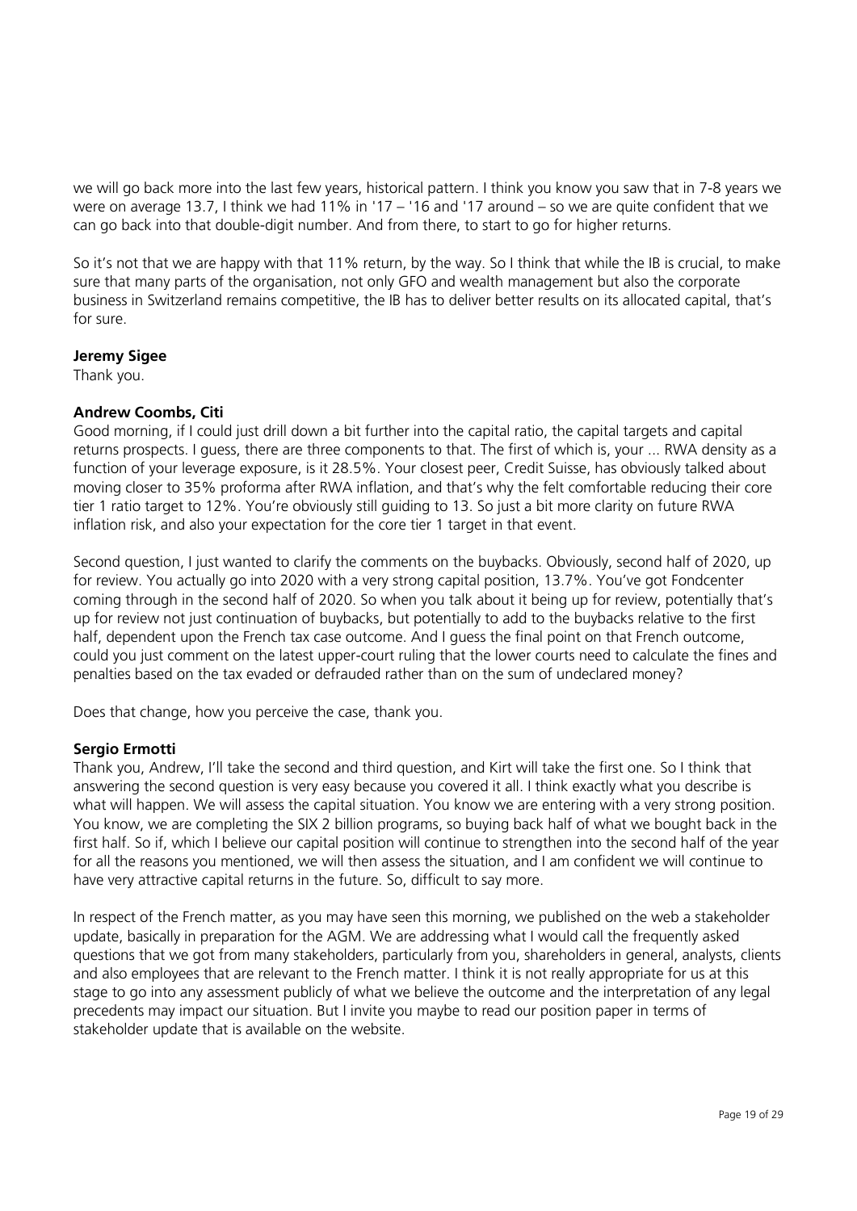we will go back more into the last few years, historical pattern. I think you know you saw that in 7-8 years we were on average 13.7, I think we had 11% in '17 – '16 and '17 around – so we are quite confident that we can go back into that double-digit number. And from there, to start to go for higher returns.

So it's not that we are happy with that 11% return, by the way. So I think that while the IB is crucial, to make sure that many parts of the organisation, not only GFO and wealth management but also the corporate business in Switzerland remains competitive, the IB has to deliver better results on its allocated capital, that's for sure.

**Jeremy Sigee**
Thank you.

**Andrew Coombs, Citi**
Good morning, if I could just drill down a bit further into the capital ratio, the capital targets and capital returns prospects. I guess, there are three components to that. The first of which is, your ... RWA density as a function of your leverage exposure, is it 28.5%. Your closest peer, Credit Suisse, has obviously talked about moving closer to 35% proforma after RWA inflation, and that's why the felt comfortable reducing their core tier 1 ratio target to 12%. You're obviously still guiding to 13. So just a bit more clarity on future RWA inflation risk, and also your expectation for the core tier 1 target in that event.

Second question, I just wanted to clarify the comments on the buybacks. Obviously, second half of 2020, up for review. You actually go into 2020 with a very strong capital position, 13.7%. You've got Fondcenter coming through in the second half of 2020. So when you talk about it being up for review, potentially that's up for review not just continuation of buybacks, but potentially to add to the buybacks relative to the first half, dependent upon the French tax case outcome. And I guess the final point on that French outcome, could you just comment on the latest upper-court ruling that the lower courts need to calculate the fines and penalties based on the tax evaded or defrauded rather than on the sum of undeclared money?

Does that change, how you perceive the case, thank you.

**Sergio Ermotti**
Thank you, Andrew, I'll take the second and third question, and Kirt will take the first one. So I think that answering the second question is very easy because you covered it all. I think exactly what you describe is what will happen. We will assess the capital situation. You know we are entering with a very strong position. You know, we are completing the SIX 2 billion programs, so buying back half of what we bought back in the first half. So if, which I believe our capital position will continue to strengthen into the second half of the year for all the reasons you mentioned, we will then assess the situation, and I am confident we will continue to have very attractive capital returns in the future. So, difficult to say more.

In respect of the French matter, as you may have seen this morning, we published on the web a stakeholder update, basically in preparation for the AGM. We are addressing what I would call the frequently asked questions that we got from many stakeholders, particularly from you, shareholders in general, analysts, clients and also employees that are relevant to the French matter. I think it is not really appropriate for us at this stage to go into any assessment publicly of what we believe the outcome and the interpretation of any legal precedents may impact our situation. But I invite you maybe to read our position paper in terms of stakeholder update that is available on the website.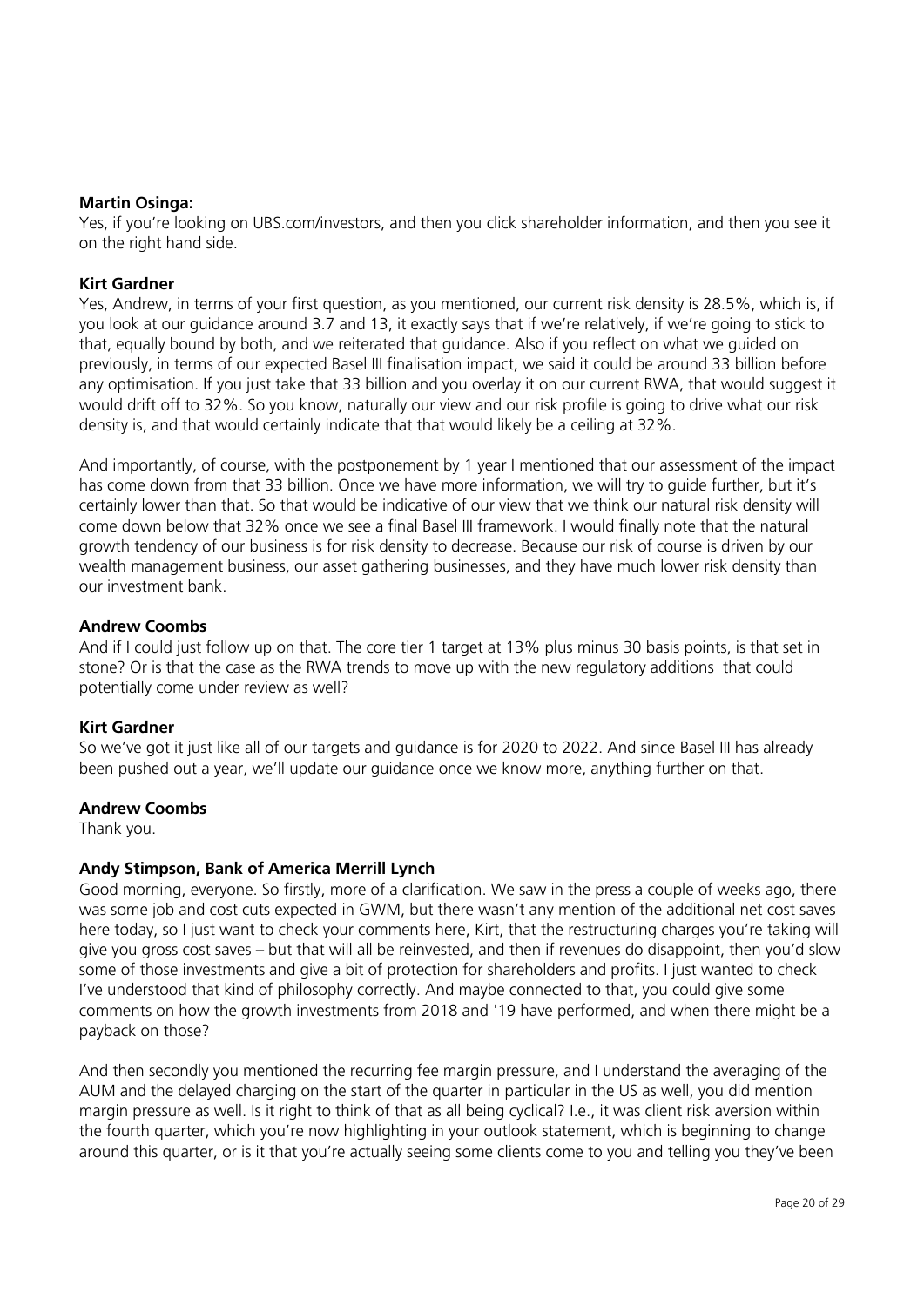**Martin Osinga:**
Yes, if you're looking on UBS.com/investors, and then you click shareholder information, and then you see it on the right hand side.

**Kirt Gardner**
Yes, Andrew, in terms of your first question, as you mentioned, our current risk density is 28.5%, which is, if you look at our guidance around 3.7 and 13, it exactly says that if we're relatively, if we're going to stick to that, equally bound by both, and we reiterated that guidance. Also if you reflect on what we guided on previously, in terms of our expected Basel III finalisation impact, we said it could be around 33 billion before any optimisation. If you just take that 33 billion and you overlay it on our current RWA, that would suggest it would drift off to 32%. So you know, naturally our view and our risk profile is going to drive what our risk density is, and that would certainly indicate that that would likely be a ceiling at 32%.

And importantly, of course, with the postponement by 1 year I mentioned that our assessment of the impact has come down from that 33 billion. Once we have more information, we will try to guide further, but it's certainly lower than that. So that would be indicative of our view that we think our natural risk density will come down below that 32% once we see a final Basel III framework. I would finally note that the natural growth tendency of our business is for risk density to decrease. Because our risk of course is driven by our wealth management business, our asset gathering businesses, and they have much lower risk density than our investment bank.

**Andrew Coombs**
And if I could just follow up on that. The core tier 1 target at 13% plus minus 30 basis points, is that set in stone? Or is that the case as the RWA trends to move up with the new regulatory additions that could potentially come under review as well?

**Kirt Gardner**
So we've got it just like all of our targets and guidance is for 2020 to 2022. And since Basel III has already been pushed out a year, we'll update our guidance once we know more, anything further on that.

**Andrew Coombs**
Thank you.

**Andy Stimpson, Bank of America Merrill Lynch**
Good morning, everyone. So firstly, more of a clarification. We saw in the press a couple of weeks ago, there was some job and cost cuts expected in GWM, but there wasn't any mention of the additional net cost saves here today, so I just want to check your comments here, Kirt, that the restructuring charges you're taking will give you gross cost saves – but that will all be reinvested, and then if revenues do disappoint, then you'd slow some of those investments and give a bit of protection for shareholders and profits. I just wanted to check I've understood that kind of philosophy correctly. And maybe connected to that, you could give some comments on how the growth investments from 2018 and '19 have performed, and when there might be a payback on those?

And then secondly you mentioned the recurring fee margin pressure, and I understand the averaging of the AUM and the delayed charging on the start of the quarter in particular in the US as well, you did mention margin pressure as well. Is it right to think of that as all being cyclical? I.e., it was client risk aversion within the fourth quarter, which you're now highlighting in your outlook statement, which is beginning to change around this quarter, or is it that you're actually seeing some clients come to you and telling you they've been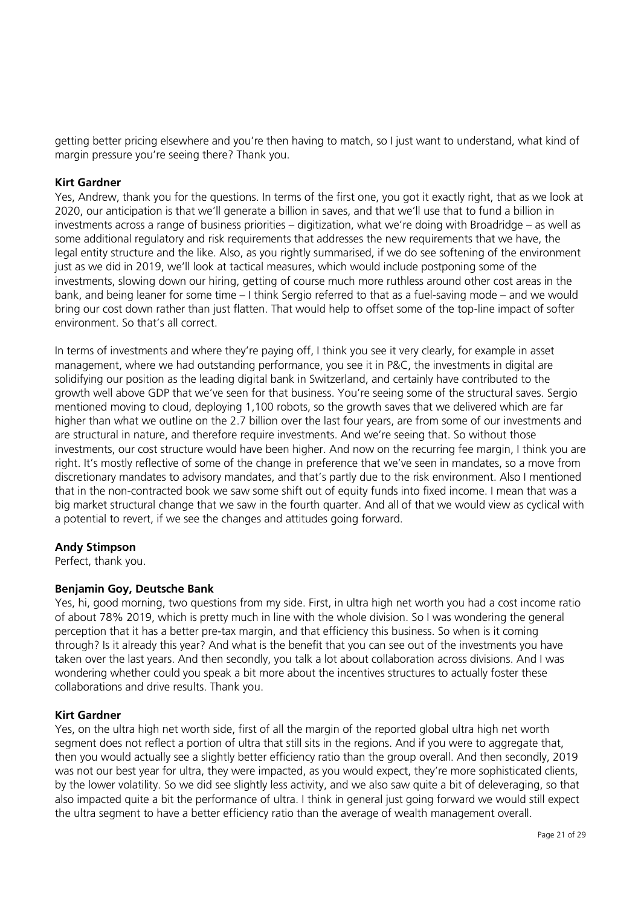getting better pricing elsewhere and you're then having to match, so I just want to understand, what kind of margin pressure you're seeing there? Thank you.

**Kirt Gardner**

Yes, Andrew, thank you for the questions. In terms of the first one, you got it exactly right, that as we look at 2020, our anticipation is that we'll generate a billion in saves, and that we'll use that to fund a billion in investments across a range of business priorities – digitization, what we're doing with Broadridge – as well as some additional regulatory and risk requirements that addresses the new requirements that we have, the legal entity structure and the like. Also, as you rightly summarised, if we do see softening of the environment just as we did in 2019, we'll look at tactical measures, which would include postponing some of the investments, slowing down our hiring, getting of course much more ruthless around other cost areas in the bank, and being leaner for some time – I think Sergio referred to that as a fuel-saving mode – and we would bring our cost down rather than just flatten. That would help to offset some of the top-line impact of softer environment. So that's all correct.

In terms of investments and where they're paying off, I think you see it very clearly, for example in asset management, where we had outstanding performance, you see it in P&C, the investments in digital are solidifying our position as the leading digital bank in Switzerland, and certainly have contributed to the growth well above GDP that we've seen for that business. You're seeing some of the structural saves. Sergio mentioned moving to cloud, deploying 1,100 robots, so the growth saves that we delivered which are far higher than what we outline on the 2.7 billion over the last four years, are from some of our investments and are structural in nature, and therefore require investments. And we're seeing that. So without those investments, our cost structure would have been higher. And now on the recurring fee margin, I think you are right. It's mostly reflective of some of the change in preference that we've seen in mandates, so a move from discretionary mandates to advisory mandates, and that's partly due to the risk environment. Also I mentioned that in the non-contracted book we saw some shift out of equity funds into fixed income. I mean that was a big market structural change that we saw in the fourth quarter. And all of that we would view as cyclical with a potential to revert, if we see the changes and attitudes going forward.

**Andy Stimpson**

Perfect, thank you.

**Benjamin Goy, Deutsche Bank**

Yes, hi, good morning, two questions from my side. First, in ultra high net worth you had a cost income ratio of about 78% 2019, which is pretty much in line with the whole division. So I was wondering the general perception that it has a better pre-tax margin, and that efficiency this business. So when is it coming through? Is it already this year? And what is the benefit that you can see out of the investments you have taken over the last years. And then secondly, you talk a lot about collaboration across divisions. And I was wondering whether could you speak a bit more about the incentives structures to actually foster these collaborations and drive results. Thank you.

**Kirt Gardner**

Yes, on the ultra high net worth side, first of all the margin of the reported global ultra high net worth segment does not reflect a portion of ultra that still sits in the regions. And if you were to aggregate that, then you would actually see a slightly better efficiency ratio than the group overall. And then secondly, 2019 was not our best year for ultra, they were impacted, as you would expect, they're more sophisticated clients, by the lower volatility. So we did see slightly less activity, and we also saw quite a bit of deleveraging, so that also impacted quite a bit the performance of ultra. I think in general just going forward we would still expect the ultra segment to have a better efficiency ratio than the average of wealth management overall.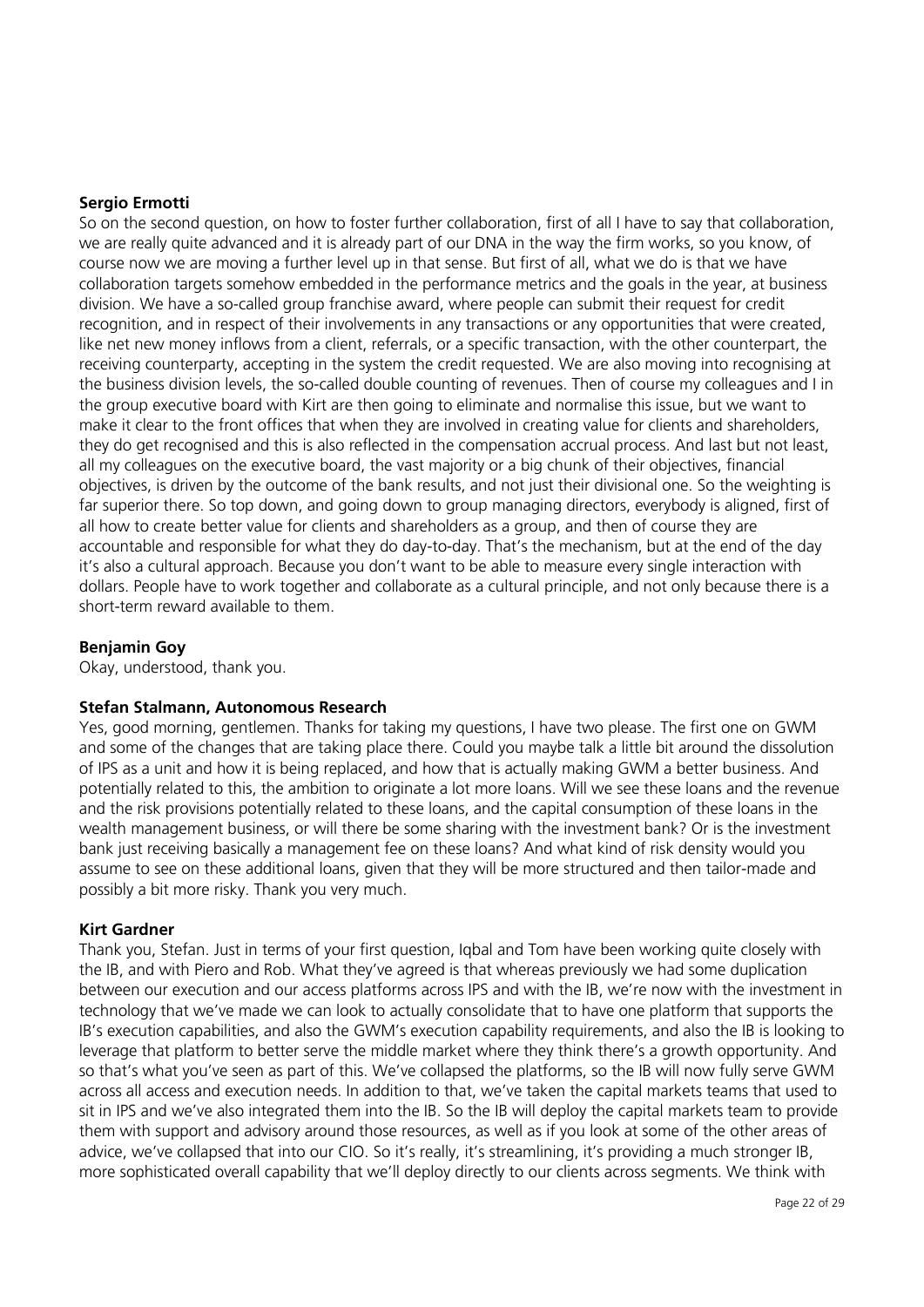**Sergio Ermotti**

So on the second question, on how to foster further collaboration, first of all I have to say that collaboration, we are really quite advanced and it is already part of our DNA in the way the firm works, so you know, of course now we are moving a further level up in that sense. But first of all, what we do is that we have collaboration targets somehow embedded in the performance metrics and the goals in the year, at business division. We have a so-called group franchise award, where people can submit their request for credit recognition, and in respect of their involvements in any transactions or any opportunities that were created, like net new money inflows from a client, referrals, or a specific transaction, with the other counterpart, the receiving counterparty, accepting in the system the credit requested. We are also moving into recognising at the business division levels, the so-called double counting of revenues. Then of course my colleagues and I in the group executive board with Kirt are then going to eliminate and normalise this issue, but we want to make it clear to the front offices that when they are involved in creating value for clients and shareholders, they do get recognised and this is also reflected in the compensation accrual process. And last but not least, all my colleagues on the executive board, the vast majority or a big chunk of their objectives, financial objectives, is driven by the outcome of the bank results, and not just their divisional one. So the weighting is far superior there. So top down, and going down to group managing directors, everybody is aligned, first of all how to create better value for clients and shareholders as a group, and then of course they are accountable and responsible for what they do day-to-day. That's the mechanism, but at the end of the day it's also a cultural approach. Because you don't want to be able to measure every single interaction with dollars. People have to work together and collaborate as a cultural principle, and not only because there is a short-term reward available to them.

**Benjamin Goy**

Okay, understood, thank you.

**Stefan Stalmann, Autonomous Research**

Yes, good morning, gentlemen. Thanks for taking my questions, I have two please. The first one on GWM and some of the changes that are taking place there. Could you maybe talk a little bit around the dissolution of IPS as a unit and how it is being replaced, and how that is actually making GWM a better business. And potentially related to this, the ambition to originate a lot more loans. Will we see these loans and the revenue and the risk provisions potentially related to these loans, and the capital consumption of these loans in the wealth management business, or will there be some sharing with the investment bank? Or is the investment bank just receiving basically a management fee on these loans? And what kind of risk density would you assume to see on these additional loans, given that they will be more structured and then tailor-made and possibly a bit more risky. Thank you very much.

**Kirt Gardner**

Thank you, Stefan. Just in terms of your first question, Iqbal and Tom have been working quite closely with the IB, and with Piero and Rob. What they've agreed is that whereas previously we had some duplication between our execution and our access platforms across IPS and with the IB, we're now with the investment in technology that we've made we can look to actually consolidate that to have one platform that supports the IB's execution capabilities, and also the GWM's execution capability requirements, and also the IB is looking to leverage that platform to better serve the middle market where they think there's a growth opportunity. And so that's what you've seen as part of this. We've collapsed the platforms, so the IB will now fully serve GWM across all access and execution needs. In addition to that, we've taken the capital markets teams that used to sit in IPS and we've also integrated them into the IB. So the IB will deploy the capital markets team to provide them with support and advisory around those resources, as well as if you look at some of the other areas of advice, we've collapsed that into our CIO. So it's really, it's streamlining, it's providing a much stronger IB, more sophisticated overall capability that we'll deploy directly to our clients across segments. We think with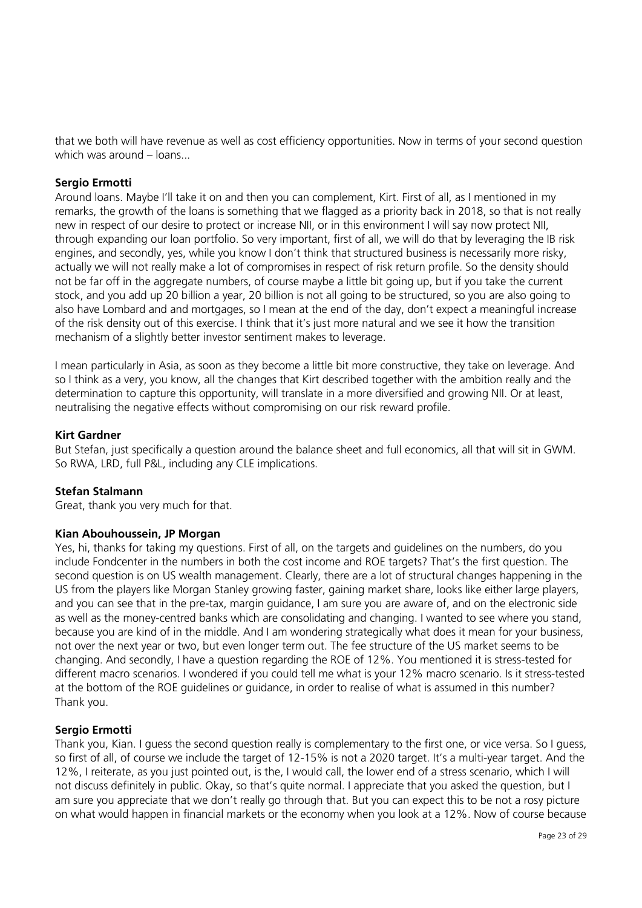that we both will have revenue as well as cost efficiency opportunities. Now in terms of your second question which was around – loans...

**Sergio Ermotti**

Around loans. Maybe I'll take it on and then you can complement, Kirt. First of all, as I mentioned in my remarks, the growth of the loans is something that we flagged as a priority back in 2018, so that is not really new in respect of our desire to protect or increase NII, or in this environment I will say now protect NII, through expanding our loan portfolio. So very important, first of all, we will do that by leveraging the IB risk engines, and secondly, yes, while you know I don't think that structured business is necessarily more risky, actually we will not really make a lot of compromises in respect of risk return profile. So the density should not be far off in the aggregate numbers, of course maybe a little bit going up, but if you take the current stock, and you add up 20 billion a year, 20 billion is not all going to be structured, so you are also going to also have Lombard and and mortgages, so I mean at the end of the day, don't expect a meaningful increase of the risk density out of this exercise. I think that it's just more natural and we see it how the transition mechanism of a slightly better investor sentiment makes to leverage.

I mean particularly in Asia, as soon as they become a little bit more constructive, they take on leverage. And so I think as a very, you know, all the changes that Kirt described together with the ambition really and the determination to capture this opportunity, will translate in a more diversified and growing NII. Or at least, neutralising the negative effects without compromising on our risk reward profile.

**Kirt Gardner**

But Stefan, just specifically a question around the balance sheet and full economics, all that will sit in GWM. So RWA, LRD, full P&L, including any CLE implications.

**Stefan Stalmann**

Great, thank you very much for that.

**Kian Abouhoussein, JP Morgan**

Yes, hi, thanks for taking my questions. First of all, on the targets and guidelines on the numbers, do you include Fondcenter in the numbers in both the cost income and ROE targets? That's the first question. The second question is on US wealth management. Clearly, there are a lot of structural changes happening in the US from the players like Morgan Stanley growing faster, gaining market share, looks like either large players, and you can see that in the pre-tax, margin guidance, I am sure you are aware of, and on the electronic side as well as the money-centred banks which are consolidating and changing. I wanted to see where you stand, because you are kind of in the middle. And I am wondering strategically what does it mean for your business, not over the next year or two, but even longer term out. The fee structure of the US market seems to be changing. And secondly, I have a question regarding the ROE of 12%. You mentioned it is stress-tested for different macro scenarios. I wondered if you could tell me what is your 12% macro scenario. Is it stress-tested at the bottom of the ROE guidelines or guidance, in order to realise of what is assumed in this number? Thank you.

**Sergio Ermotti**

Thank you, Kian. I guess the second question really is complementary to the first one, or vice versa. So I guess, so first of all, of course we include the target of 12-15% is not a 2020 target. It's a multi-year target. And the 12%, I reiterate, as you just pointed out, is the, I would call, the lower end of a stress scenario, which I will not discuss definitely in public. Okay, so that's quite normal. I appreciate that you asked the question, but I am sure you appreciate that we don't really go through that. But you can expect this to be not a rosy picture on what would happen in financial markets or the economy when you look at a 12%. Now of course because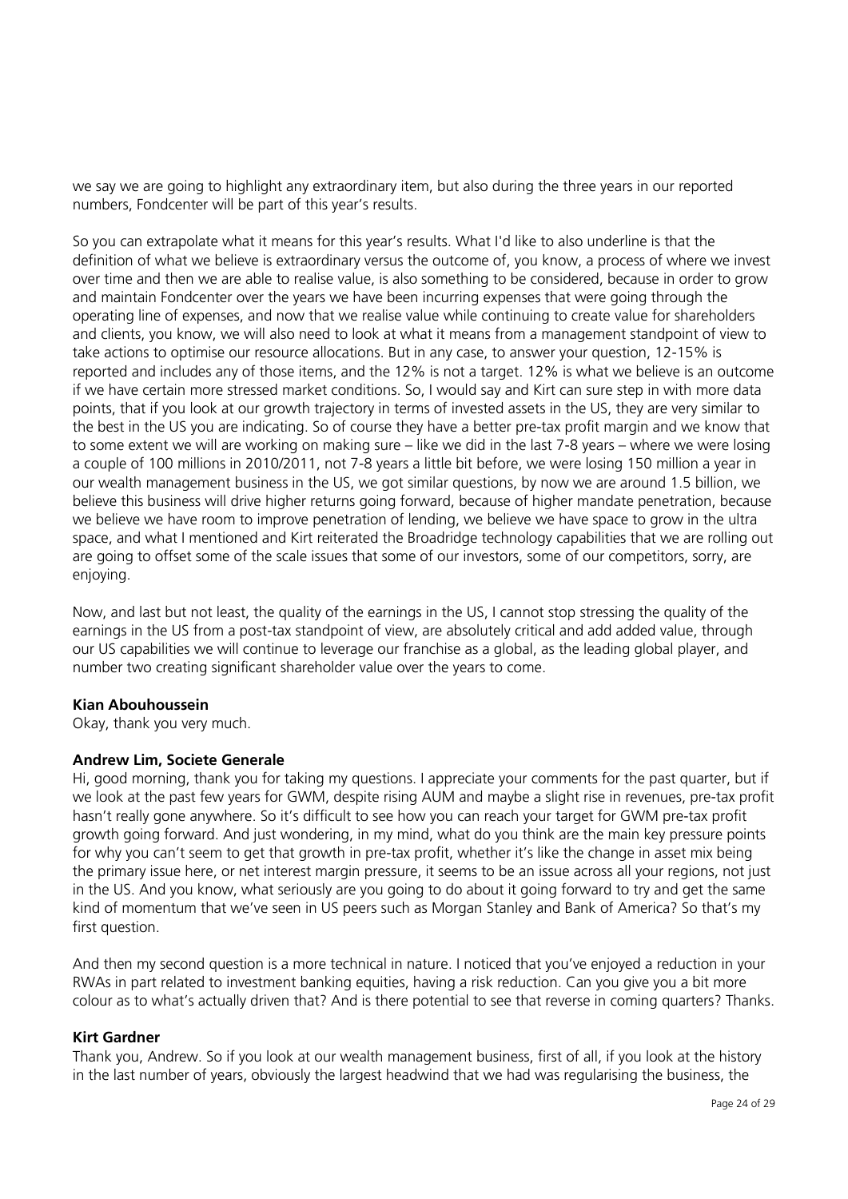we say we are going to highlight any extraordinary item, but also during the three years in our reported numbers, Fondcenter will be part of this year's results.

So you can extrapolate what it means for this year's results. What I'd like to also underline is that the definition of what we believe is extraordinary versus the outcome of, you know, a process of where we invest over time and then we are able to realise value, is also something to be considered, because in order to grow and maintain Fondcenter over the years we have been incurring expenses that were going through the operating line of expenses, and now that we realise value while continuing to create value for shareholders and clients, you know, we will also need to look at what it means from a management standpoint of view to take actions to optimise our resource allocations. But in any case, to answer your question, 12-15% is reported and includes any of those items, and the 12% is not a target. 12% is what we believe is an outcome if we have certain more stressed market conditions. So, I would say and Kirt can sure step in with more data points, that if you look at our growth trajectory in terms of invested assets in the US, they are very similar to the best in the US you are indicating. So of course they have a better pre-tax profit margin and we know that to some extent we will are working on making sure – like we did in the last 7-8 years – where we were losing a couple of 100 millions in 2010/2011, not 7-8 years a little bit before, we were losing 150 million a year in our wealth management business in the US, we got similar questions, by now we are around 1.5 billion, we believe this business will drive higher returns going forward, because of higher mandate penetration, because we believe we have room to improve penetration of lending, we believe we have space to grow in the ultra space, and what I mentioned and Kirt reiterated the Broadridge technology capabilities that we are rolling out are going to offset some of the scale issues that some of our investors, some of our competitors, sorry, are enjoying.

Now, and last but not least, the quality of the earnings in the US, I cannot stop stressing the quality of the earnings in the US from a post-tax standpoint of view, are absolutely critical and add added value, through our US capabilities we will continue to leverage our franchise as a global, as the leading global player, and number two creating significant shareholder value over the years to come.

**Kian Abouhoussein**

Okay, thank you very much.

**Andrew Lim, Societe Generale**

Hi, good morning, thank you for taking my questions. I appreciate your comments for the past quarter, but if we look at the past few years for GWM, despite rising AUM and maybe a slight rise in revenues, pre-tax profit hasn't really gone anywhere. So it's difficult to see how you can reach your target for GWM pre-tax profit growth going forward. And just wondering, in my mind, what do you think are the main key pressure points for why you can't seem to get that growth in pre-tax profit, whether it's like the change in asset mix being the primary issue here, or net interest margin pressure, it seems to be an issue across all your regions, not just in the US. And you know, what seriously are you going to do about it going forward to try and get the same kind of momentum that we've seen in US peers such as Morgan Stanley and Bank of America? So that's my first question.

And then my second question is a more technical in nature. I noticed that you've enjoyed a reduction in your RWAs in part related to investment banking equities, having a risk reduction. Can you give you a bit more colour as to what's actually driven that? And is there potential to see that reverse in coming quarters? Thanks.

**Kirt Gardner**

Thank you, Andrew. So if you look at our wealth management business, first of all, if you look at the history in the last number of years, obviously the largest headwind that we had was regularising the business, the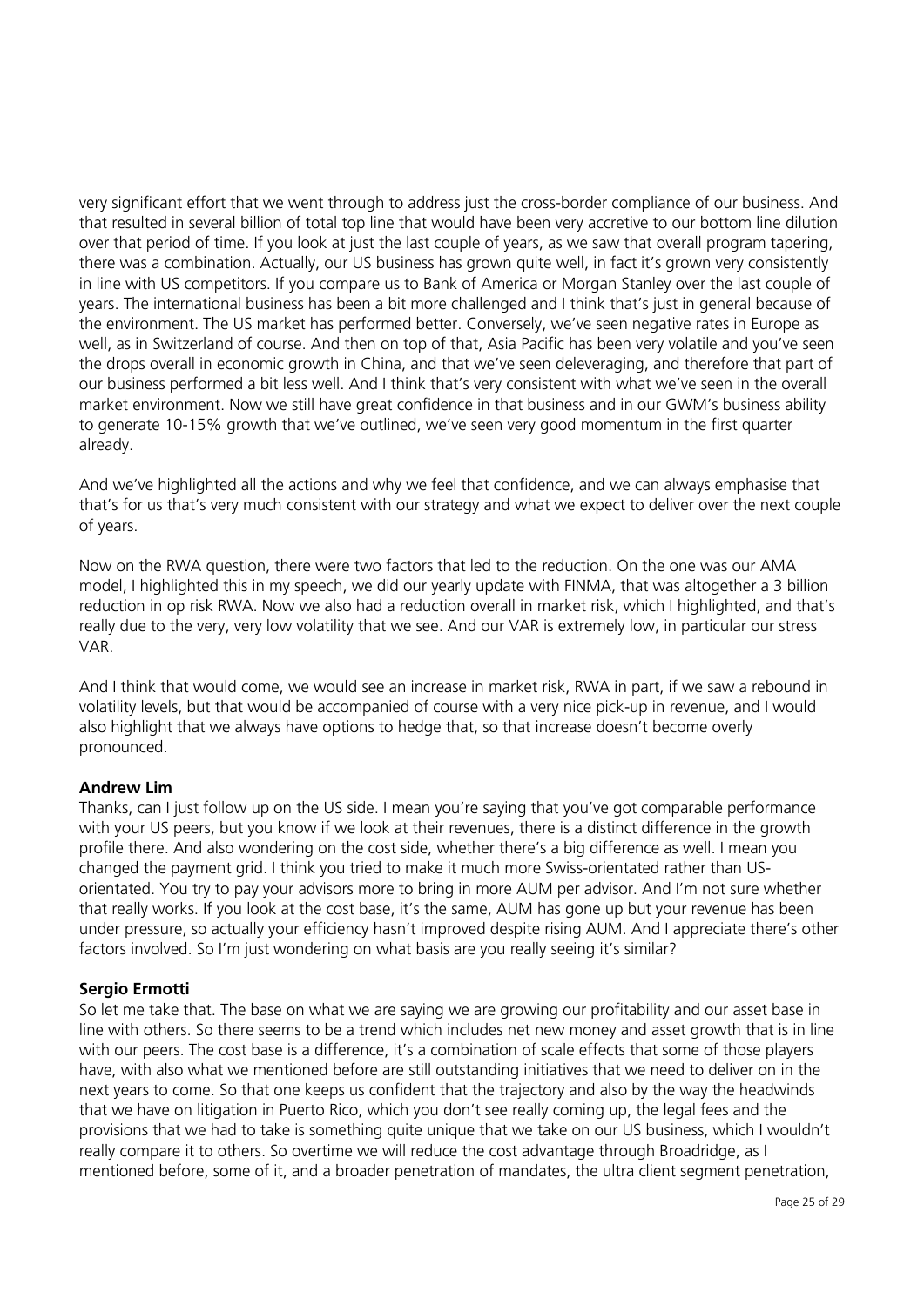very significant effort that we went through to address just the cross-border compliance of our business. And that resulted in several billion of total top line that would have been very accretive to our bottom line dilution over that period of time. If you look at just the last couple of years, as we saw that overall program tapering, there was a combination. Actually, our US business has grown quite well, in fact it's grown very consistently in line with US competitors. If you compare us to Bank of America or Morgan Stanley over the last couple of years. The international business has been a bit more challenged and I think that's just in general because of the environment. The US market has performed better. Conversely, we've seen negative rates in Europe as well, as in Switzerland of course. And then on top of that, Asia Pacific has been very volatile and you've seen the drops overall in economic growth in China, and that we've seen deleveraging, and therefore that part of our business performed a bit less well. And I think that's very consistent with what we've seen in the overall market environment. Now we still have great confidence in that business and in our GWM's business ability to generate 10-15% growth that we've outlined, we've seen very good momentum in the first quarter already.

And we've highlighted all the actions and why we feel that confidence, and we can always emphasise that that's for us that's very much consistent with our strategy and what we expect to deliver over the next couple of years.

Now on the RWA question, there were two factors that led to the reduction. On the one was our AMA model, I highlighted this in my speech, we did our yearly update with FINMA, that was altogether a 3 billion reduction in op risk RWA. Now we also had a reduction overall in market risk, which I highlighted, and that's really due to the very, very low volatility that we see. And our VAR is extremely low, in particular our stress VAR.

And I think that would come, we would see an increase in market risk, RWA in part, if we saw a rebound in volatility levels, but that would be accompanied of course with a very nice pick-up in revenue, and I would also highlight that we always have options to hedge that, so that increase doesn't become overly pronounced.

**Andrew Lim**
Thanks, can I just follow up on the US side. I mean you're saying that you've got comparable performance with your US peers, but you know if we look at their revenues, there is a distinct difference in the growth profile there. And also wondering on the cost side, whether there's a big difference as well. I mean you changed the payment grid. I think you tried to make it much more Swiss-orientated rather than US-orientated. You try to pay your advisors more to bring in more AUM per advisor. And I'm not sure whether that really works. If you look at the cost base, it's the same, AUM has gone up but your revenue has been under pressure, so actually your efficiency hasn't improved despite rising AUM. And I appreciate there's other factors involved. So I'm just wondering on what basis are you really seeing it's similar?

**Sergio Ermotti**
So let me take that. The base on what we are saying we are growing our profitability and our asset base in line with others. So there seems to be a trend which includes net new money and asset growth that is in line with our peers. The cost base is a difference, it's a combination of scale effects that some of those players have, with also what we mentioned before are still outstanding initiatives that we need to deliver on in the next years to come. So that one keeps us confident that the trajectory and also by the way the headwinds that we have on litigation in Puerto Rico, which you don't see really coming up, the legal fees and the provisions that we had to take is something quite unique that we take on our US business, which I wouldn't really compare it to others. So overtime we will reduce the cost advantage through Broadridge, as I mentioned before, some of it, and a broader penetration of mandates, the ultra client segment penetration,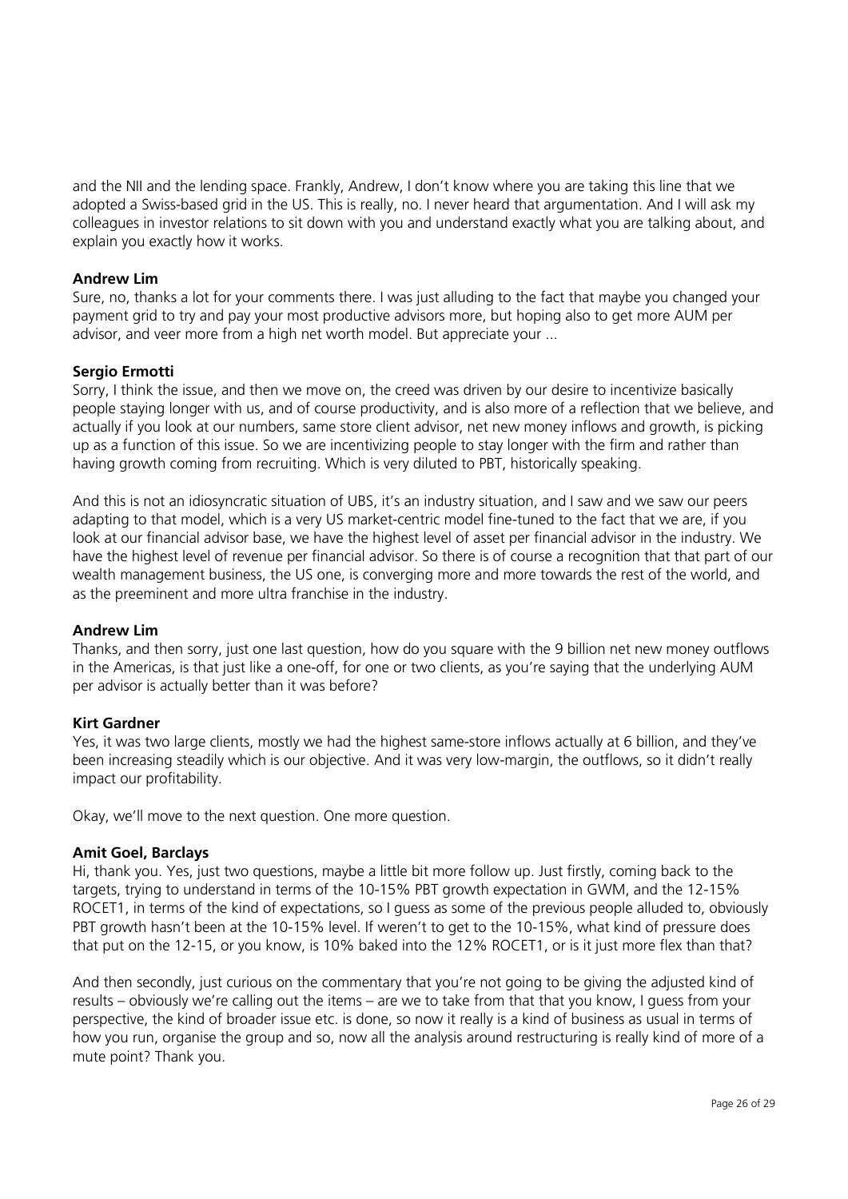and the NII and the lending space. Frankly, Andrew, I don't know where you are taking this line that we adopted a Swiss-based grid in the US. This is really, no. I never heard that argumentation. And I will ask my colleagues in investor relations to sit down with you and understand exactly what you are talking about, and explain you exactly how it works.

**Andrew Lim**
Sure, no, thanks a lot for your comments there. I was just alluding to the fact that maybe you changed your payment grid to try and pay your most productive advisors more, but hoping also to get more AUM per advisor, and veer more from a high net worth model. But appreciate your ...

**Sergio Ermotti**
Sorry, I think the issue, and then we move on, the creed was driven by our desire to incentivize basically people staying longer with us, and of course productivity, and is also more of a reflection that we believe, and actually if you look at our numbers, same store client advisor, net new money inflows and growth, is picking up as a function of this issue. So we are incentivizing people to stay longer with the firm and rather than having growth coming from recruiting. Which is very diluted to PBT, historically speaking.

And this is not an idiosyncratic situation of UBS, it's an industry situation, and I saw and we saw our peers adapting to that model, which is a very US market-centric model fine-tuned to the fact that we are, if you look at our financial advisor base, we have the highest level of asset per financial advisor in the industry. We have the highest level of revenue per financial advisor. So there is of course a recognition that that part of our wealth management business, the US one, is converging more and more towards the rest of the world, and as the preeminent and more ultra franchise in the industry.

**Andrew Lim**
Thanks, and then sorry, just one last question, how do you square with the 9 billion net new money outflows in the Americas, is that just like a one-off, for one or two clients, as you're saying that the underlying AUM per advisor is actually better than it was before?

**Kirt Gardner**
Yes, it was two large clients, mostly we had the highest same-store inflows actually at 6 billion, and they've been increasing steadily which is our objective. And it was very low-margin, the outflows, so it didn't really impact our profitability.

Okay, we'll move to the next question. One more question.

**Amit Goel, Barclays**
Hi, thank you. Yes, just two questions, maybe a little bit more follow up. Just firstly, coming back to the targets, trying to understand in terms of the 10-15% PBT growth expectation in GWM, and the 12-15% ROCET1, in terms of the kind of expectations, so I guess as some of the previous people alluded to, obviously PBT growth hasn't been at the 10-15% level. If weren't to get to the 10-15%, what kind of pressure does that put on the 12-15, or you know, is 10% baked into the 12% ROCET1, or is it just more flex than that?

And then secondly, just curious on the commentary that you're not going to be giving the adjusted kind of results – obviously we're calling out the items – are we to take from that that you know, I guess from your perspective, the kind of broader issue etc. is done, so now it really is a kind of business as usual in terms of how you run, organise the group and so, now all the analysis around restructuring is really kind of more of a mute point? Thank you.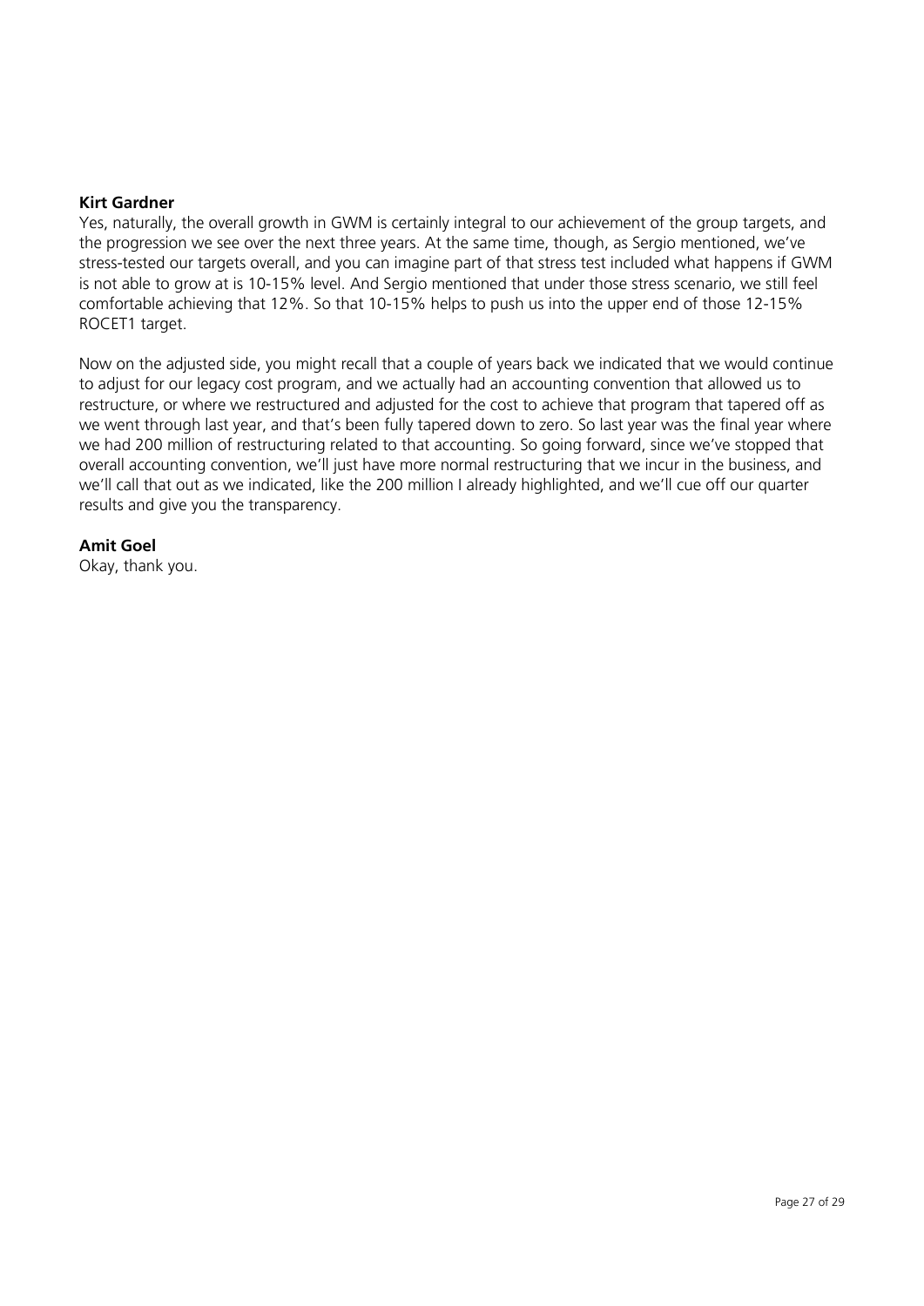**Kirt Gardner**

Yes, naturally, the overall growth in GWM is certainly integral to our achievement of the group targets, and the progression we see over the next three years. At the same time, though, as Sergio mentioned, we've stress-tested our targets overall, and you can imagine part of that stress test included what happens if GWM is not able to grow at is 10-15% level. And Sergio mentioned that under those stress scenario, we still feel comfortable achieving that 12%. So that 10-15% helps to push us into the upper end of those 12-15% ROCET1 target.

Now on the adjusted side, you might recall that a couple of years back we indicated that we would continue to adjust for our legacy cost program, and we actually had an accounting convention that allowed us to restructure, or where we restructured and adjusted for the cost to achieve that program that tapered off as we went through last year, and that's been fully tapered down to zero. So last year was the final year where we had 200 million of restructuring related to that accounting. So going forward, since we've stopped that overall accounting convention, we'll just have more normal restructuring that we incur in the business, and we'll call that out as we indicated, like the 200 million I already highlighted, and we'll cue off our quarter results and give you the transparency.

**Amit Goel**

Okay, thank you.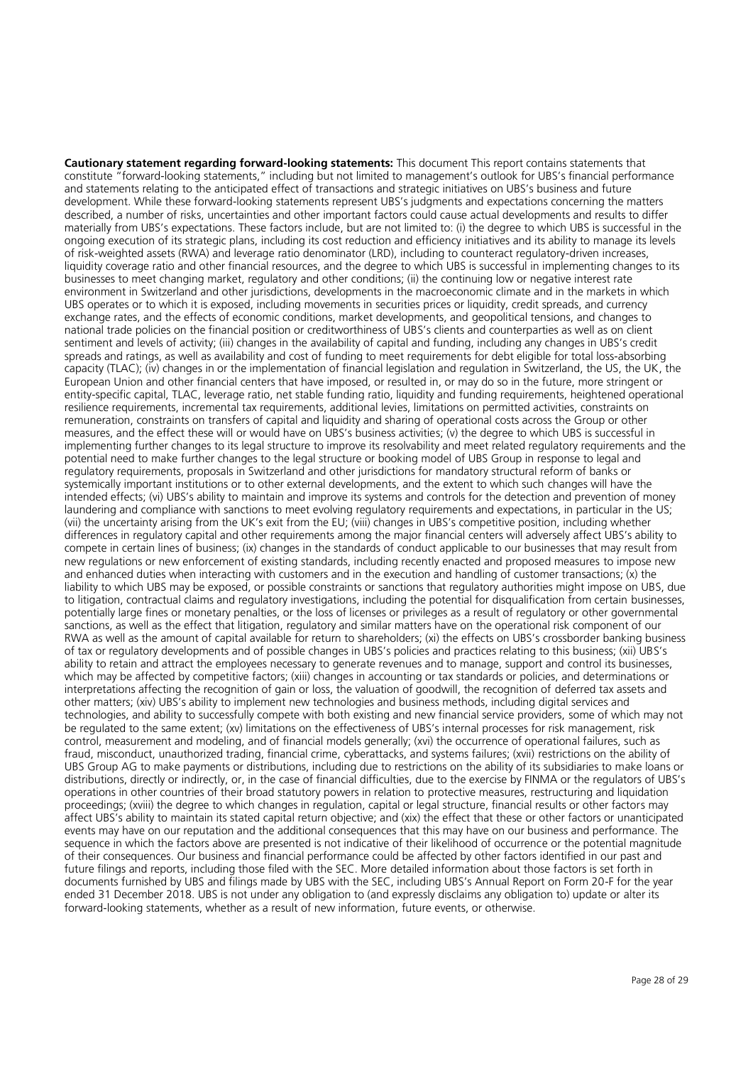**Cautionary statement regarding forward-looking statements:** This document This report contains statements that constitute "forward-looking statements," including but not limited to management's outlook for UBS's financial performance and statements relating to the anticipated effect of transactions and strategic initiatives on UBS's business and future development. While these forward-looking statements represent UBS's judgments and expectations concerning the matters described, a number of risks, uncertainties and other important factors could cause actual developments and results to differ materially from UBS's expectations. These factors include, but are not limited to: (i) the degree to which UBS is successful in the ongoing execution of its strategic plans, including its cost reduction and efficiency initiatives and its ability to manage its levels of risk-weighted assets (RWA) and leverage ratio denominator (LRD), including to counteract regulatory-driven increases, liquidity coverage ratio and other financial resources, and the degree to which UBS is successful in implementing changes to its businesses to meet changing market, regulatory and other conditions; (ii) the continuing low or negative interest rate environment in Switzerland and other jurisdictions, developments in the macroeconomic climate and in the markets in which UBS operates or to which it is exposed, including movements in securities prices or liquidity, credit spreads, and currency exchange rates, and the effects of economic conditions, market developments, and geopolitical tensions, and changes to national trade policies on the financial position or creditworthiness of UBS's clients and counterparties as well as on client sentiment and levels of activity; (iii) changes in the availability of capital and funding, including any changes in UBS's credit spreads and ratings, as well as availability and cost of funding to meet requirements for debt eligible for total loss-absorbing capacity (TLAC); (iv) changes in or the implementation of financial legislation and regulation in Switzerland, the US, the UK, the European Union and other financial centers that have imposed, or resulted in, or may do so in the future, more stringent or entity-specific capital, TLAC, leverage ratio, net stable funding ratio, liquidity and funding requirements, heightened operational resilience requirements, incremental tax requirements, additional levies, limitations on permitted activities, constraints on remuneration, constraints on transfers of capital and liquidity and sharing of operational costs across the Group or other measures, and the effect these will or would have on UBS's business activities; (v) the degree to which UBS is successful in implementing further changes to its legal structure to improve its resolvability and meet related regulatory requirements and the potential need to make further changes to the legal structure or booking model of UBS Group in response to legal and regulatory requirements, proposals in Switzerland and other jurisdictions for mandatory structural reform of banks or systemically important institutions or to other external developments, and the extent to which such changes will have the intended effects; (vi) UBS's ability to maintain and improve its systems and controls for the detection and prevention of money laundering and compliance with sanctions to meet evolving regulatory requirements and expectations, in particular in the US; (vii) the uncertainty arising from the UK's exit from the EU; (viii) changes in UBS's competitive position, including whether differences in regulatory capital and other requirements among the major financial centers will adversely affect UBS's ability to compete in certain lines of business; (ix) changes in the standards of conduct applicable to our businesses that may result from new regulations or new enforcement of existing standards, including recently enacted and proposed measures to impose new and enhanced duties when interacting with customers and in the execution and handling of customer transactions; (x) the liability to which UBS may be exposed, or possible constraints or sanctions that regulatory authorities might impose on UBS, due to litigation, contractual claims and regulatory investigations, including the potential for disqualification from certain businesses, potentially large fines or monetary penalties, or the loss of licenses or privileges as a result of regulatory or other governmental sanctions, as well as the effect that litigation, regulatory and similar matters have on the operational risk component of our RWA as well as the amount of capital available for return to shareholders; (xi) the effects on UBS's crossborder banking business of tax or regulatory developments and of possible changes in UBS's policies and practices relating to this business; (xii) UBS's ability to retain and attract the employees necessary to generate revenues and to manage, support and control its businesses, which may be affected by competitive factors; (xiii) changes in accounting or tax standards or policies, and determinations or interpretations affecting the recognition of gain or loss, the valuation of goodwill, the recognition of deferred tax assets and other matters; (xiv) UBS's ability to implement new technologies and business methods, including digital services and technologies, and ability to successfully compete with both existing and new financial service providers, some of which may not be regulated to the same extent; (xv) limitations on the effectiveness of UBS's internal processes for risk management, risk control, measurement and modeling, and of financial models generally; (xvi) the occurrence of operational failures, such as fraud, misconduct, unauthorized trading, financial crime, cyberattacks, and systems failures; (xvii) restrictions on the ability of UBS Group AG to make payments or distributions, including due to restrictions on the ability of its subsidiaries to make loans or distributions, directly or indirectly, or, in the case of financial difficulties, due to the exercise by FINMA or the regulators of UBS's operations in other countries of their broad statutory powers in relation to protective measures, restructuring and liquidation proceedings; (xviii) the degree to which changes in regulation, capital or legal structure, financial results or other factors may affect UBS's ability to maintain its stated capital return objective; and (xix) the effect that these or other factors or unanticipated events may have on our reputation and the additional consequences that this may have on our business and performance. The sequence in which the factors above are presented is not indicative of their likelihood of occurrence or the potential magnitude of their consequences. Our business and financial performance could be affected by other factors identified in our past and future filings and reports, including those filed with the SEC. More detailed information about those factors is set forth in documents furnished by UBS and filings made by UBS with the SEC, including UBS's Annual Report on Form 20-F for the year ended 31 December 2018. UBS is not under any obligation to (and expressly disclaims any obligation to) update or alter its forward-looking statements, whether as a result of new information, future events, or otherwise.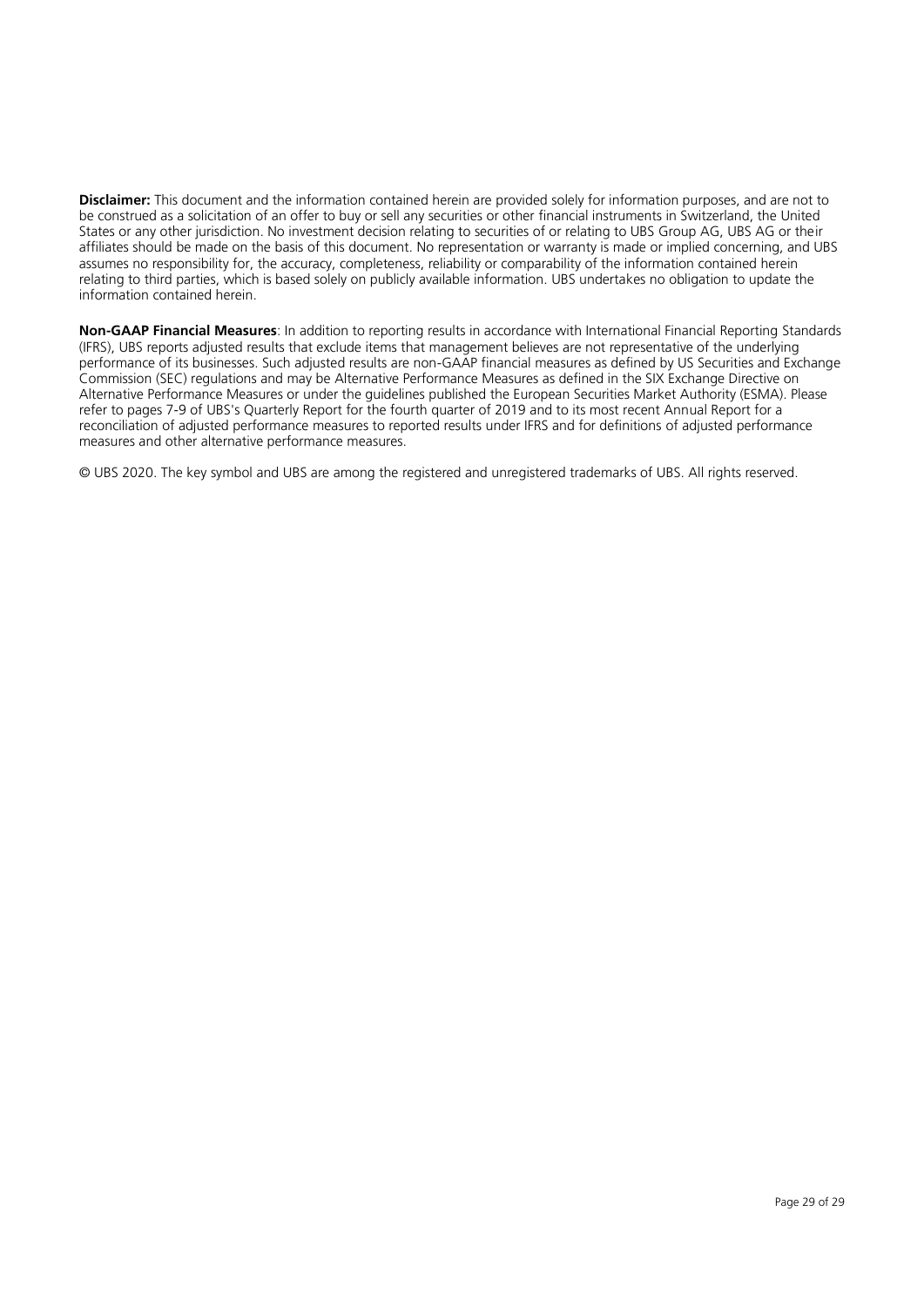**Disclaimer:** This document and the information contained herein are provided solely for information purposes, and are not to be construed as a solicitation of an offer to buy or sell any securities or other financial instruments in Switzerland, the United States or any other jurisdiction. No investment decision relating to securities of or relating to UBS Group AG, UBS AG or their affiliates should be made on the basis of this document. No representation or warranty is made or implied concerning, and UBS assumes no responsibility for, the accuracy, completeness, reliability or comparability of the information contained herein relating to third parties, which is based solely on publicly available information. UBS undertakes no obligation to update the information contained herein.

**Non-GAAP Financial Measures**: In addition to reporting results in accordance with International Financial Reporting Standards (IFRS), UBS reports adjusted results that exclude items that management believes are not representative of the underlying performance of its businesses. Such adjusted results are non-GAAP financial measures as defined by US Securities and Exchange Commission (SEC) regulations and may be Alternative Performance Measures as defined in the SIX Exchange Directive on Alternative Performance Measures or under the guidelines published the European Securities Market Authority (ESMA). Please refer to pages 7-9 of UBS's Quarterly Report for the fourth quarter of 2019 and to its most recent Annual Report for a reconciliation of adjusted performance measures to reported results under IFRS and for definitions of adjusted performance measures and other alternative performance measures.

© UBS 2020. The key symbol and UBS are among the registered and unregistered trademarks of UBS. All rights reserved.